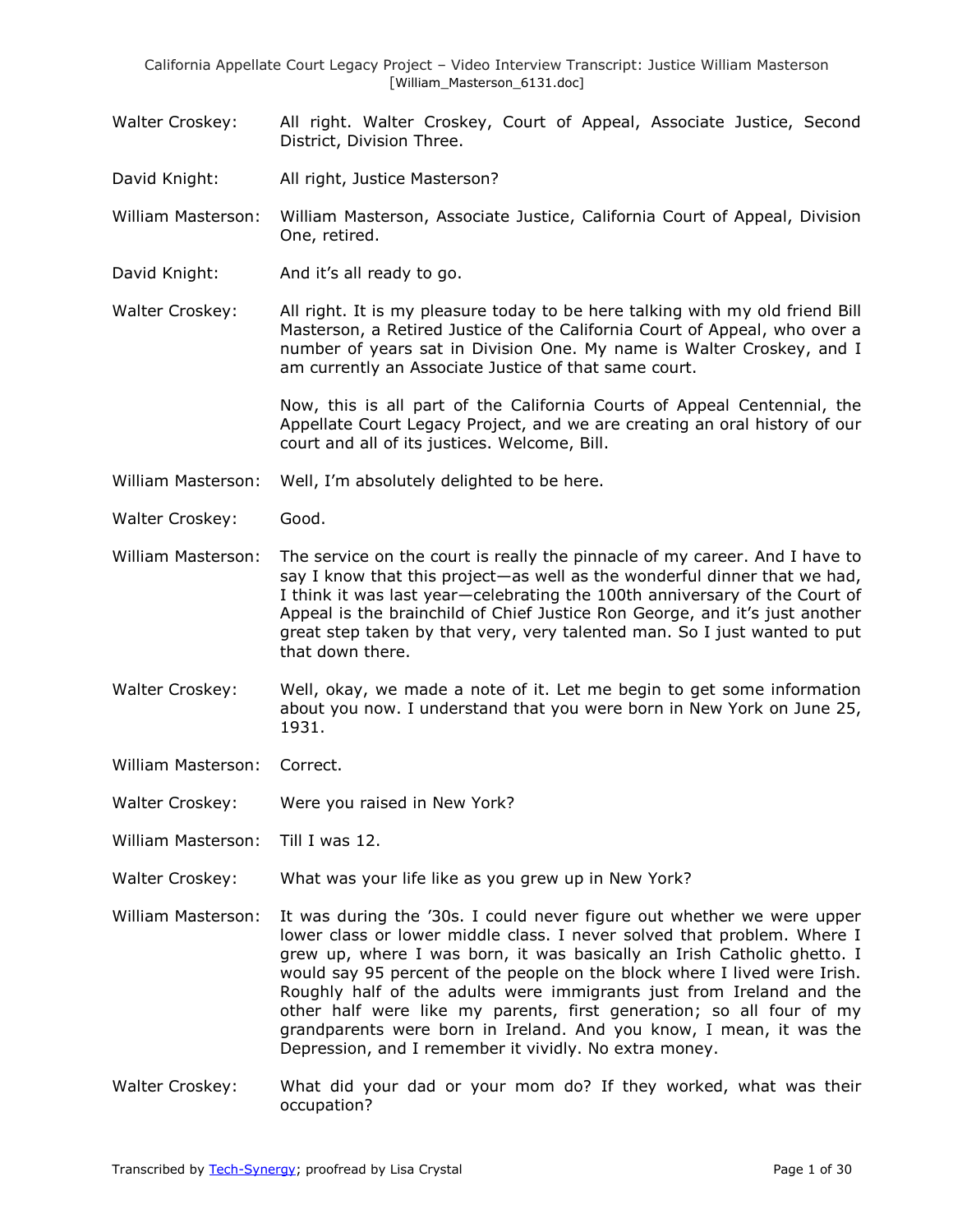Walter Croskey: All right. Walter Croskey, Court of Appeal, Associate Justice, Second District, Division Three.

David Knight: All right, Justice Masterson?

William Masterson: William Masterson, Associate Justice, California Court of Appeal, Division One, retired.

David Knight: And it's all ready to go.

Walter Croskey: All right. It is my pleasure today to be here talking with my old friend Bill Masterson, a Retired Justice of the California Court of Appeal, who over a number of years sat in Division One. My name is Walter Croskey, and I am currently an Associate Justice of that same court.

Now, this is all part of the California Courts of Appeal Centennial, the Appellate Court Legacy Project, and we are creating an oral history of our court and all of its justices. Welcome, Bill.

William Masterson: Well, I'm absolutely delighted to be here.

Walter Croskey: Good.

William Masterson: The service on the court is really the pinnacle of my career. And I have to say I know that this project—as well as the wonderful dinner that we had, I think it was last year—celebrating the 100th anniversary of the Court of Appeal is the brainchild of Chief Justice Ron George, and it's just another great step taken by that very, very talented man. So I just wanted to put that down there.

Walter Croskey: Well, okay, we made a note of it. Let me begin to get some information about you now. I understand that you were born in New York on June 25, 1931.

William Masterson: Correct.

Walter Croskey: Were you raised in New York?

William Masterson: Till I was 12.

Walter Croskey: What was your life like as you grew up in New York?

William Masterson: It was during the '30s. I could never figure out whether we were upper lower class or lower middle class. I never solved that problem. Where I grew up, where I was born, it was basically an Irish Catholic ghetto. I would say 95 percent of the people on the block where I lived were Irish. Roughly half of the adults were immigrants just from Ireland and the other half were like my parents, first generation; so all four of my grandparents were born in Ireland. And you know, I mean, it was the Depression, and I remember it vividly. No extra money.

Walter Croskey: What did your dad or your mom do? If they worked, what was their occupation?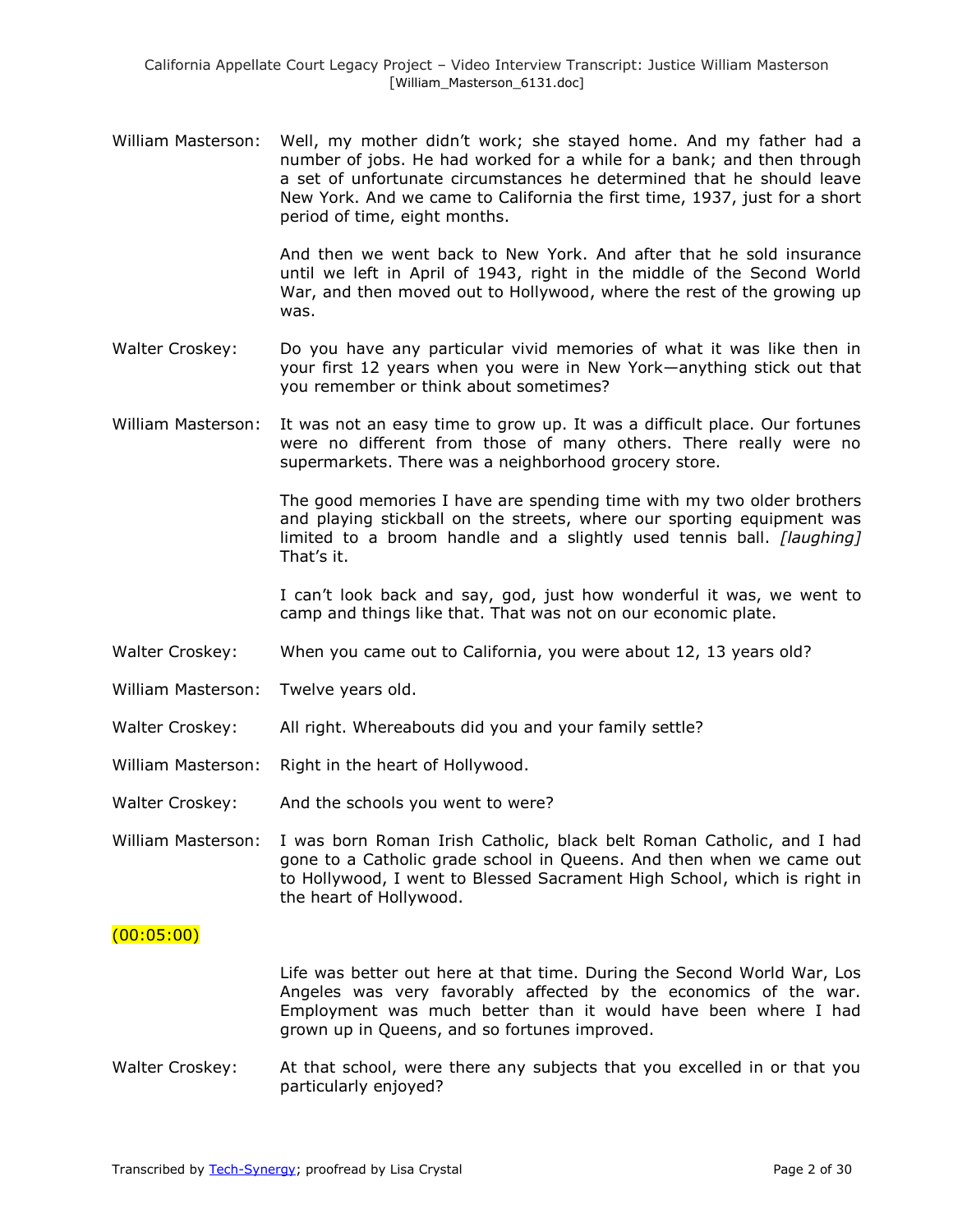William Masterson: Well, my mother didn't work; she stayed home. And my father had a number of jobs. He had worked for a while for a bank; and then through a set of unfortunate circumstances he determined that he should leave New York. And we came to California the first time, 1937, just for a short period of time, eight months.

And then we went back to New York. And after that he sold insurance until we left in April of 1943, right in the middle of the Second World War, and then moved out to Hollywood, where the rest of the growing up was.

Walter Croskey: Do you have any particular vivid memories of what it was like then in your first 12 years when you were in New York—anything stick out that you remember or think about sometimes?

William Masterson: It was not an easy time to grow up. It was a difficult place. Our fortunes were no different from those of many others. There really were no supermarkets. There was a neighborhood grocery store.

The good memories I have are spending time with my two older brothers and playing stickball on the streets, where our sporting equipment was limited to a broom handle and a slightly used tennis ball. *[laughing]* That's it.

I can't look back and say, god, just how wonderful it was, we went to camp and things like that. That was not on our economic plate.

Walter Croskey: When you came out to California, you were about 12, 13 years old?

William Masterson: Twelve years old.

Walter Croskey: All right. Whereabouts did you and your family settle?

William Masterson: Right in the heart of Hollywood.

Walter Croskey: And the schools you went to were?

William Masterson: I was born Roman Irish Catholic, black belt Roman Catholic, and I had gone to a Catholic grade school in Queens. And then when we came out to Hollywood, I went to Blessed Sacrament High School, which is right in the heart of Hollywood.

(00:05:00)

Life was better out here at that time. During the Second World War, Los Angeles was very favorably affected by the economics of the war. Employment was much better than it would have been where I had grown up in Queens, and so fortunes improved.

Walter Croskey: At that school, were there any subjects that you excelled in or that you particularly enjoyed?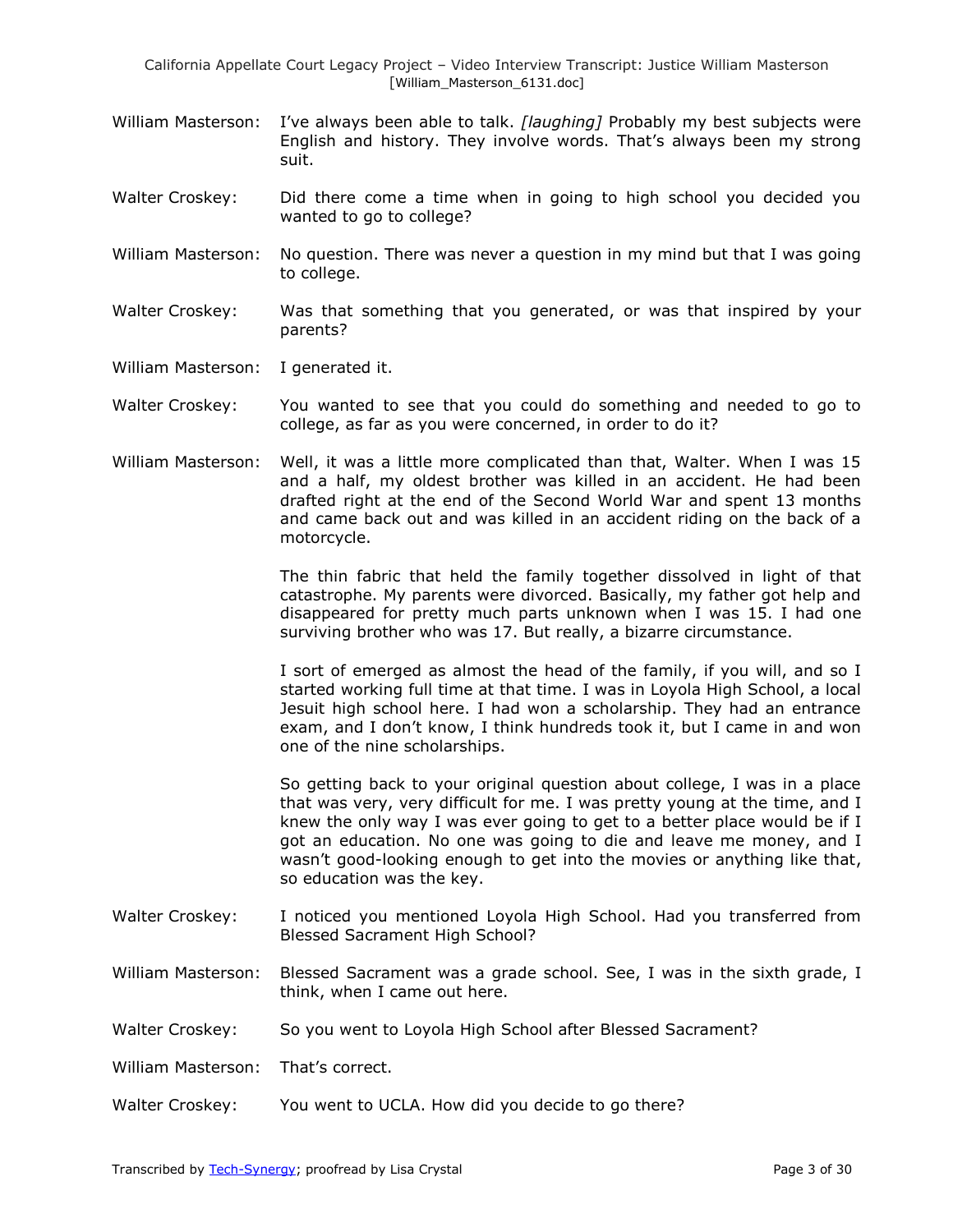William Masterson: I've always been able to talk. *[laughing]* Probably my best subjects were English and history. They involve words. That's always been my strong suit.

Walter Croskey: Did there come a time when in going to high school you decided you wanted to go to college?

William Masterson: No question. There was never a question in my mind but that I was going to college.

Walter Croskey: Was that something that you generated, or was that inspired by your parents?

William Masterson: I generated it.

Walter Croskey: You wanted to see that you could do something and needed to go to college, as far as you were concerned, in order to do it?

William Masterson: Well, it was a little more complicated than that, Walter. When I was 15 and a half, my oldest brother was killed in an accident. He had been drafted right at the end of the Second World War and spent 13 months and came back out and was killed in an accident riding on the back of a motorcycle.

The thin fabric that held the family together dissolved in light of that catastrophe. My parents were divorced. Basically, my father got help and disappeared for pretty much parts unknown when I was 15. I had one surviving brother who was 17. But really, a bizarre circumstance.

I sort of emerged as almost the head of the family, if you will, and so I started working full time at that time. I was in Loyola High School, a local Jesuit high school here. I had won a scholarship. They had an entrance exam, and I don't know, I think hundreds took it, but I came in and won one of the nine scholarships.

So getting back to your original question about college, I was in a place that was very, very difficult for me. I was pretty young at the time, and I knew the only way I was ever going to get to a better place would be if I got an education. No one was going to die and leave me money, and I wasn't good-looking enough to get into the movies or anything like that, so education was the key.

Walter Croskey: I noticed you mentioned Loyola High School. Had you transferred from Blessed Sacrament High School?

William Masterson: Blessed Sacrament was a grade school. See, I was in the sixth grade, I think, when I came out here.

Walter Croskey: So you went to Loyola High School after Blessed Sacrament?

William Masterson: That's correct.

Walter Croskey: You went to UCLA. How did you decide to go there?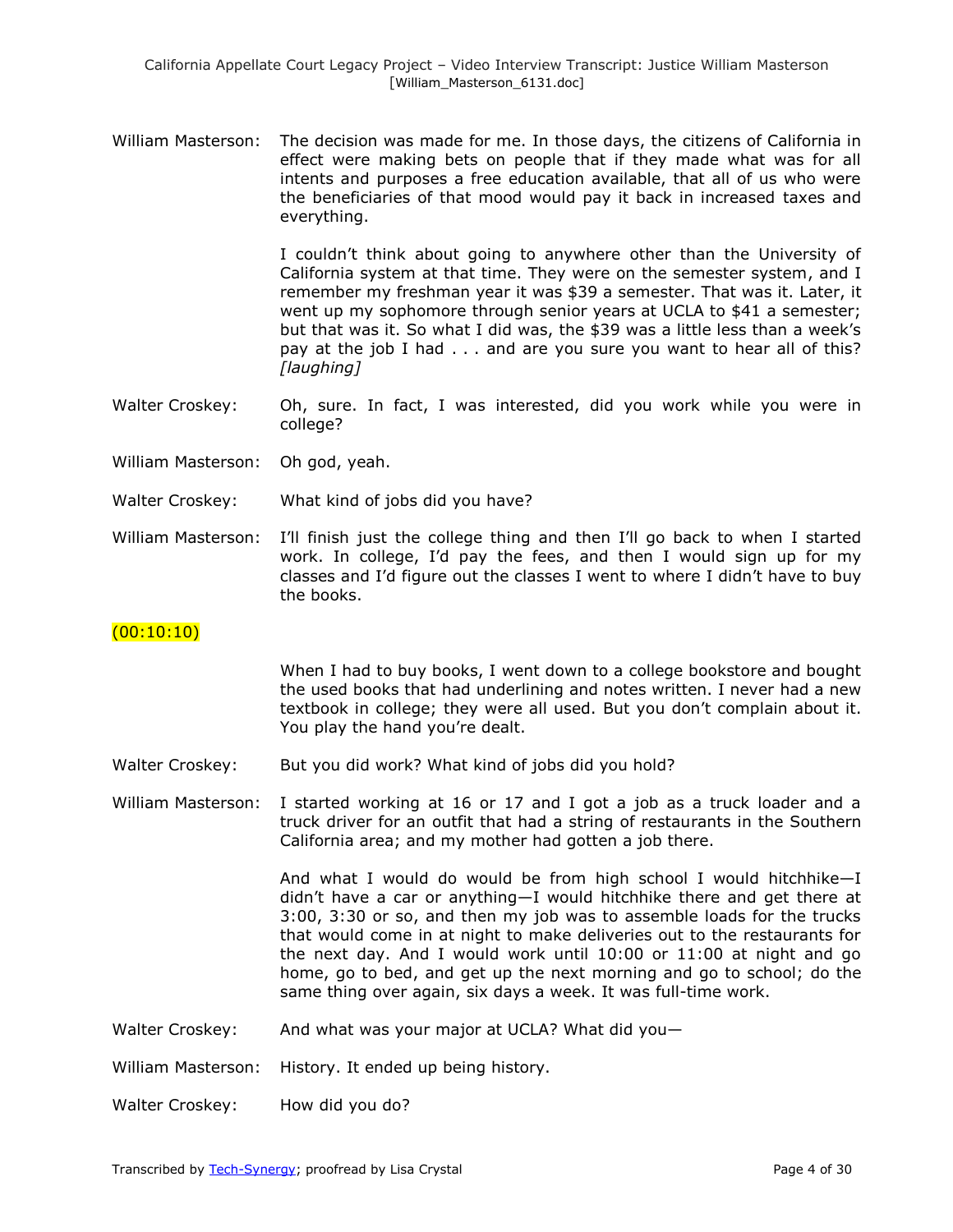William Masterson: The decision was made for me. In those days, the citizens of California in effect were making bets on people that if they made what was for all intents and purposes a free education available, that all of us who were the beneficiaries of that mood would pay it back in increased taxes and everything.

I couldn't think about going to anywhere other than the University of California system at that time. They were on the semester system, and I remember my freshman year it was $39 a semester. That was it. Later, it went up my sophomore through senior years at UCLA to $41 a semester; but that was it. So what I did was, the $39 was a little less than a week's pay at the job I had . . . and are you sure you want to hear all of this? *[laughing]*

Walter Croskey: Oh, sure. In fact, I was interested, did you work while you were in college?

William Masterson: Oh god, yeah.

Walter Croskey: What kind of jobs did you have?

William Masterson: I'll finish just the college thing and then I'll go back to when I started work. In college, I'd pay the fees, and then I would sign up for my classes and I'd figure out the classes I went to where I didn't have to buy the books.

(00:10:10)

When I had to buy books, I went down to a college bookstore and bought the used books that had underlining and notes written. I never had a new textbook in college; they were all used. But you don't complain about it. You play the hand you're dealt.

Walter Croskey: But you did work? What kind of jobs did you hold?

William Masterson: I started working at 16 or 17 and I got a job as a truck loader and a truck driver for an outfit that had a string of restaurants in the Southern California area; and my mother had gotten a job there.

And what I would do would be from high school I would hitchhike—I didn't have a car or anything—I would hitchhike there and get there at 3:00, 3:30 or so, and then my job was to assemble loads for the trucks that would come in at night to make deliveries out to the restaurants for the next day. And I would work until 10:00 or 11:00 at night and go home, go to bed, and get up the next morning and go to school; do the same thing over again, six days a week. It was full-time work.

Walter Croskey: And what was your major at UCLA? What did you—

William Masterson: History. It ended up being history.

Walter Croskey: How did you do?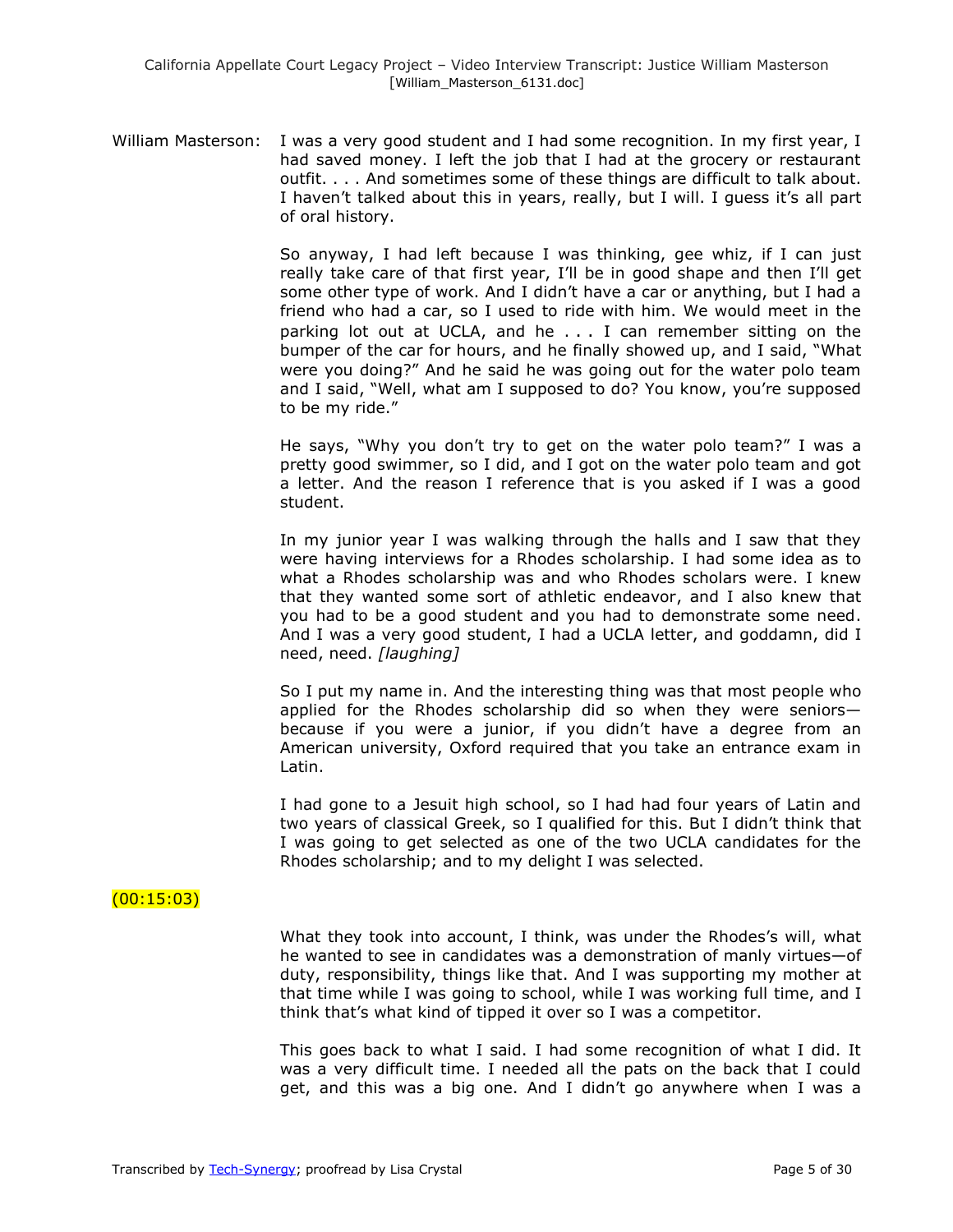William Masterson: I was a very good student and I had some recognition. In my first year, I had saved money. I left the job that I had at the grocery or restaurant outfit. . . . And sometimes some of these things are difficult to talk about. I haven't talked about this in years, really, but I will. I guess it's all part of oral history.

So anyway, I had left because I was thinking, gee whiz, if I can just really take care of that first year, I'll be in good shape and then I'll get some other type of work. And I didn't have a car or anything, but I had a friend who had a car, so I used to ride with him. We would meet in the parking lot out at UCLA, and he . . . I can remember sitting on the bumper of the car for hours, and he finally showed up, and I said, "What were you doing?" And he said he was going out for the water polo team and I said, "Well, what am I supposed to do? You know, you're supposed to be my ride."

He says, "Why you don't try to get on the water polo team?" I was a pretty good swimmer, so I did, and I got on the water polo team and got a letter. And the reason I reference that is you asked if I was a good student.

In my junior year I was walking through the halls and I saw that they were having interviews for a Rhodes scholarship. I had some idea as to what a Rhodes scholarship was and who Rhodes scholars were. I knew that they wanted some sort of athletic endeavor, and I also knew that you had to be a good student and you had to demonstrate some need. And I was a very good student, I had a UCLA letter, and goddamn, did I need, need. *[laughing]*

So I put my name in. And the interesting thing was that most people who applied for the Rhodes scholarship did so when they were seniors—because if you were a junior, if you didn't have a degree from an American university, Oxford required that you take an entrance exam in Latin.

I had gone to a Jesuit high school, so I had had four years of Latin and two years of classical Greek, so I qualified for this. But I didn't think that I was going to get selected as one of the two UCLA candidates for the Rhodes scholarship; and to my delight I was selected.

(00:15:03)

What they took into account, I think, was under the Rhodes's will, what he wanted to see in candidates was a demonstration of manly virtues—of duty, responsibility, things like that. And I was supporting my mother at that time while I was going to school, while I was working full time, and I think that's what kind of tipped it over so I was a competitor.

This goes back to what I said. I had some recognition of what I did. It was a very difficult time. I needed all the pats on the back that I could get, and this was a big one. And I didn't go anywhere when I was a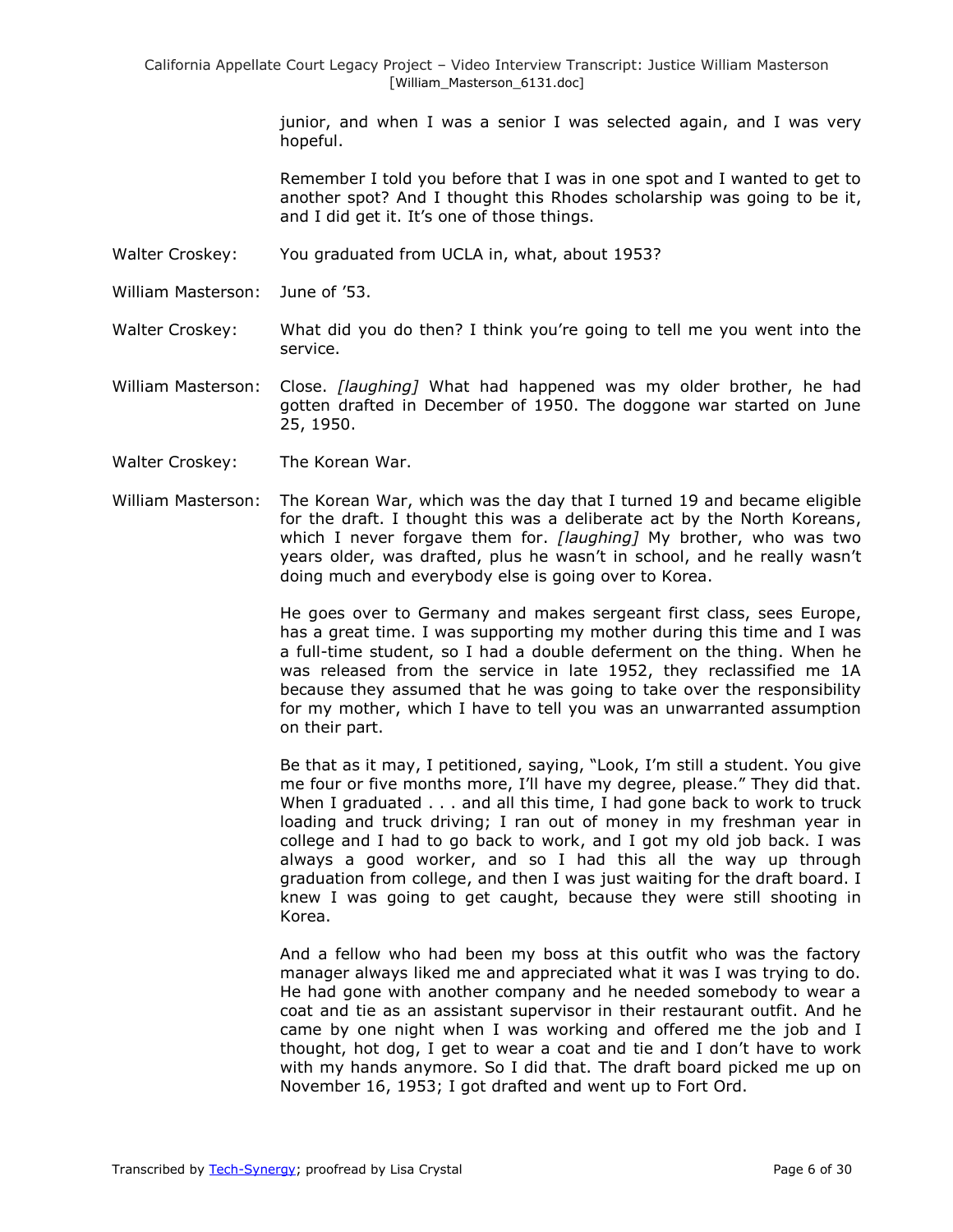junior, and when I was a senior I was selected again, and I was very hopeful.

Remember I told you before that I was in one spot and I wanted to get to another spot? And I thought this Rhodes scholarship was going to be it, and I did get it. It's one of those things.

Walter Croskey: You graduated from UCLA in, what, about 1953?

William Masterson: June of '53.

Walter Croskey: What did you do then? I think you're going to tell me you went into the service.

William Masterson: Close. *[laughing]* What had happened was my older brother, he had gotten drafted in December of 1950. The doggone war started on June 25, 1950.

Walter Croskey: The Korean War.

William Masterson: The Korean War, which was the day that I turned 19 and became eligible for the draft. I thought this was a deliberate act by the North Koreans, which I never forgave them for. *[laughing]* My brother, who was two years older, was drafted, plus he wasn't in school, and he really wasn't doing much and everybody else is going over to Korea.

He goes over to Germany and makes sergeant first class, sees Europe, has a great time. I was supporting my mother during this time and I was a full-time student, so I had a double deferment on the thing. When he was released from the service in late 1952, they reclassified me 1A because they assumed that he was going to take over the responsibility for my mother, which I have to tell you was an unwarranted assumption on their part.

Be that as it may, I petitioned, saying, "Look, I'm still a student. You give me four or five months more, I'll have my degree, please." They did that. When I graduated . . . and all this time, I had gone back to work to truck loading and truck driving; I ran out of money in my freshman year in college and I had to go back to work, and I got my old job back. I was always a good worker, and so I had this all the way up through graduation from college, and then I was just waiting for the draft board. I knew I was going to get caught, because they were still shooting in Korea.

And a fellow who had been my boss at this outfit who was the factory manager always liked me and appreciated what it was I was trying to do. He had gone with another company and he needed somebody to wear a coat and tie as an assistant supervisor in their restaurant outfit. And he came by one night when I was working and offered me the job and I thought, hot dog, I get to wear a coat and tie and I don't have to work with my hands anymore. So I did that. The draft board picked me up on November 16, 1953; I got drafted and went up to Fort Ord.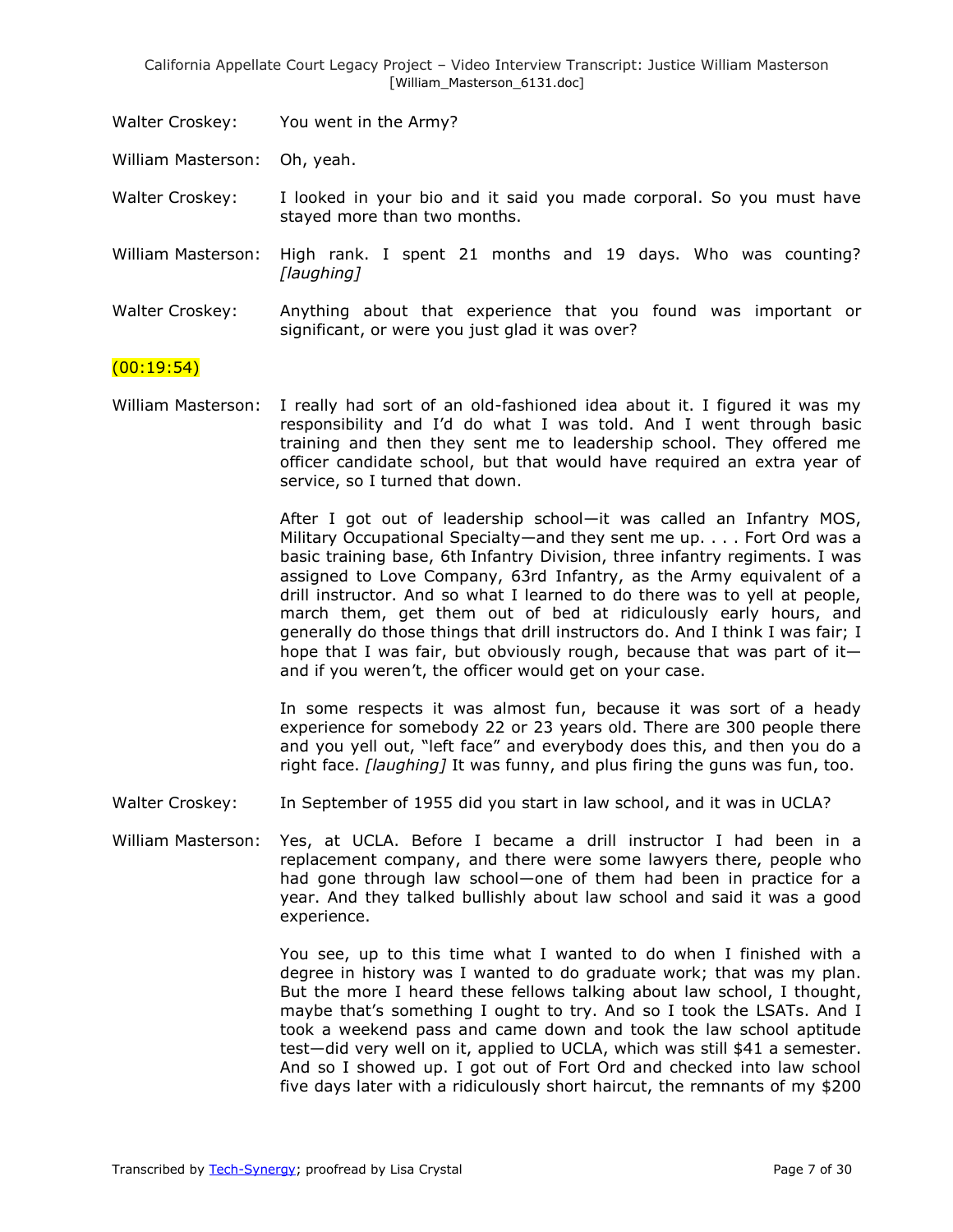Walter Croskey: You went in the Army?

William Masterson: Oh, yeah.

Walter Croskey: I looked in your bio and it said you made corporal. So you must have stayed more than two months.

William Masterson: High rank. I spent 21 months and 19 days. Who was counting? *[laughing]*

Walter Croskey: Anything about that experience that you found was important or significant, or were you just glad it was over?

(00:19:54)

William Masterson: I really had sort of an old-fashioned idea about it. I figured it was my responsibility and I'd do what I was told. And I went through basic training and then they sent me to leadership school. They offered me officer candidate school, but that would have required an extra year of service, so I turned that down.

After I got out of leadership school—it was called an Infantry MOS, Military Occupational Specialty—and they sent me up. . . . Fort Ord was a basic training base, 6th Infantry Division, three infantry regiments. I was assigned to Love Company, 63rd Infantry, as the Army equivalent of a drill instructor. And so what I learned to do there was to yell at people, march them, get them out of bed at ridiculously early hours, and generally do those things that drill instructors do. And I think I was fair; I hope that I was fair, but obviously rough, because that was part of it—and if you weren't, the officer would get on your case.

In some respects it was almost fun, because it was sort of a heady experience for somebody 22 or 23 years old. There are 300 people there and you yell out, "left face" and everybody does this, and then you do a right face. *[laughing]* It was funny, and plus firing the guns was fun, too.

Walter Croskey: In September of 1955 did you start in law school, and it was in UCLA?

William Masterson: Yes, at UCLA. Before I became a drill instructor I had been in a replacement company, and there were some lawyers there, people who had gone through law school—one of them had been in practice for a year. And they talked bullishly about law school and said it was a good experience.

You see, up to this time what I wanted to do when I finished with a degree in history was I wanted to do graduate work; that was my plan. But the more I heard these fellows talking about law school, I thought, maybe that's something I ought to try. And so I took the LSATs. And I took a weekend pass and came down and took the law school aptitude test—did very well on it, applied to UCLA, which was still $41 a semester. And so I showed up. I got out of Fort Ord and checked into law school five days later with a ridiculously short haircut, the remnants of my $200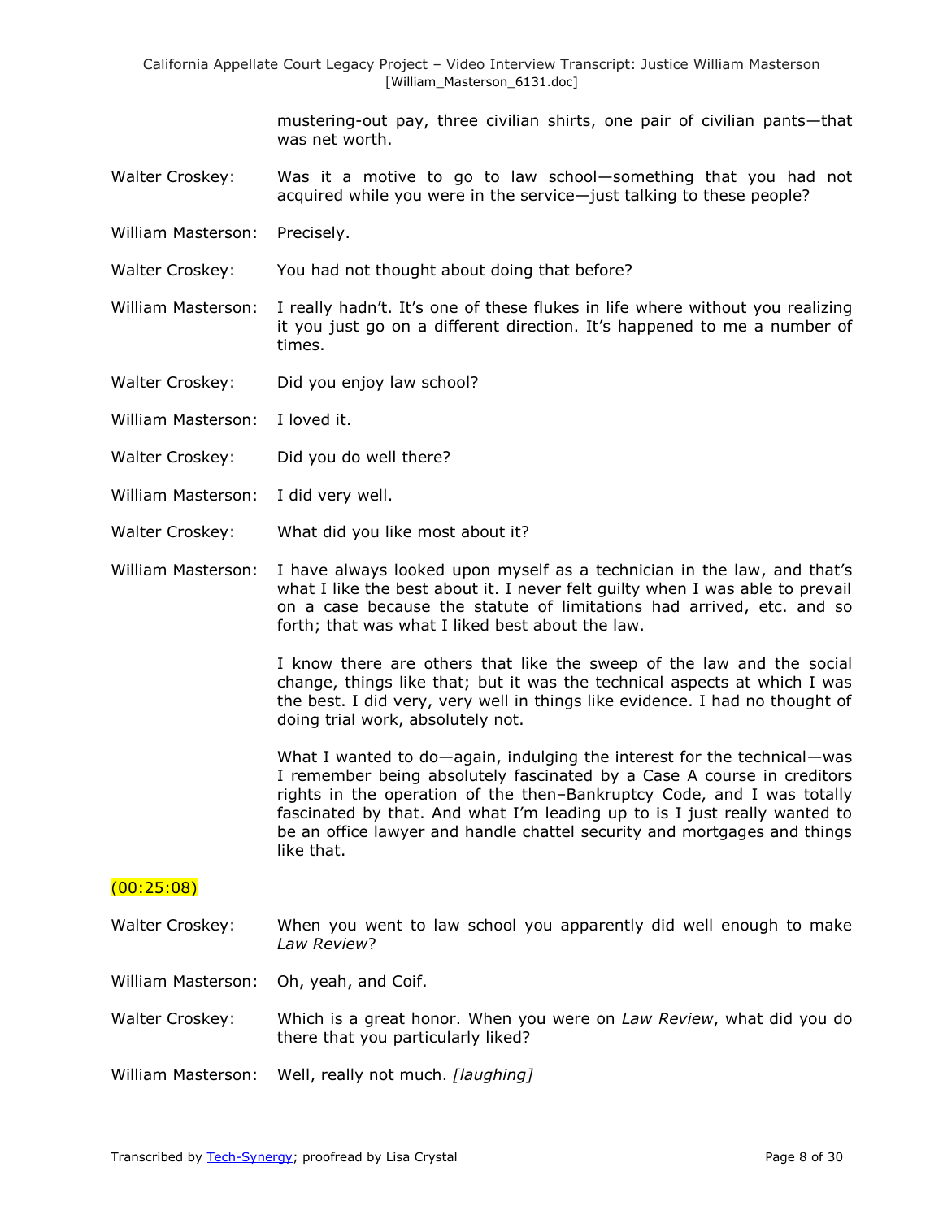mustering-out pay, three civilian shirts, one pair of civilian pants—that was net worth.

Walter Croskey: Was it a motive to go to law school—something that you had not acquired while you were in the service—just talking to these people?

William Masterson: Precisely.

Walter Croskey: You had not thought about doing that before?

William Masterson: I really hadn't. It's one of these flukes in life where without you realizing it you just go on a different direction. It's happened to me a number of times.

Walter Croskey: Did you enjoy law school?

William Masterson: I loved it.

Walter Croskey: Did you do well there?

William Masterson: I did very well.

Walter Croskey: What did you like most about it?

William Masterson: I have always looked upon myself as a technician in the law, and that's what I like the best about it. I never felt guilty when I was able to prevail on a case because the statute of limitations had arrived, etc. and so forth; that was what I liked best about the law.

I know there are others that like the sweep of the law and the social change, things like that; but it was the technical aspects at which I was the best. I did very, very well in things like evidence. I had no thought of doing trial work, absolutely not.

What I wanted to do—again, indulging the interest for the technical—was I remember being absolutely fascinated by a Case A course in creditors rights in the operation of the then–Bankruptcy Code, and I was totally fascinated by that. And what I'm leading up to is I just really wanted to be an office lawyer and handle chattel security and mortgages and things like that.

(00:25:08)

Walter Croskey: When you went to law school you apparently did well enough to make *Law Review*?

William Masterson: Oh, yeah, and Coif.

Walter Croskey: Which is a great honor. When you were on *Law Review*, what did you do there that you particularly liked?

William Masterson: Well, really not much. *[laughing]*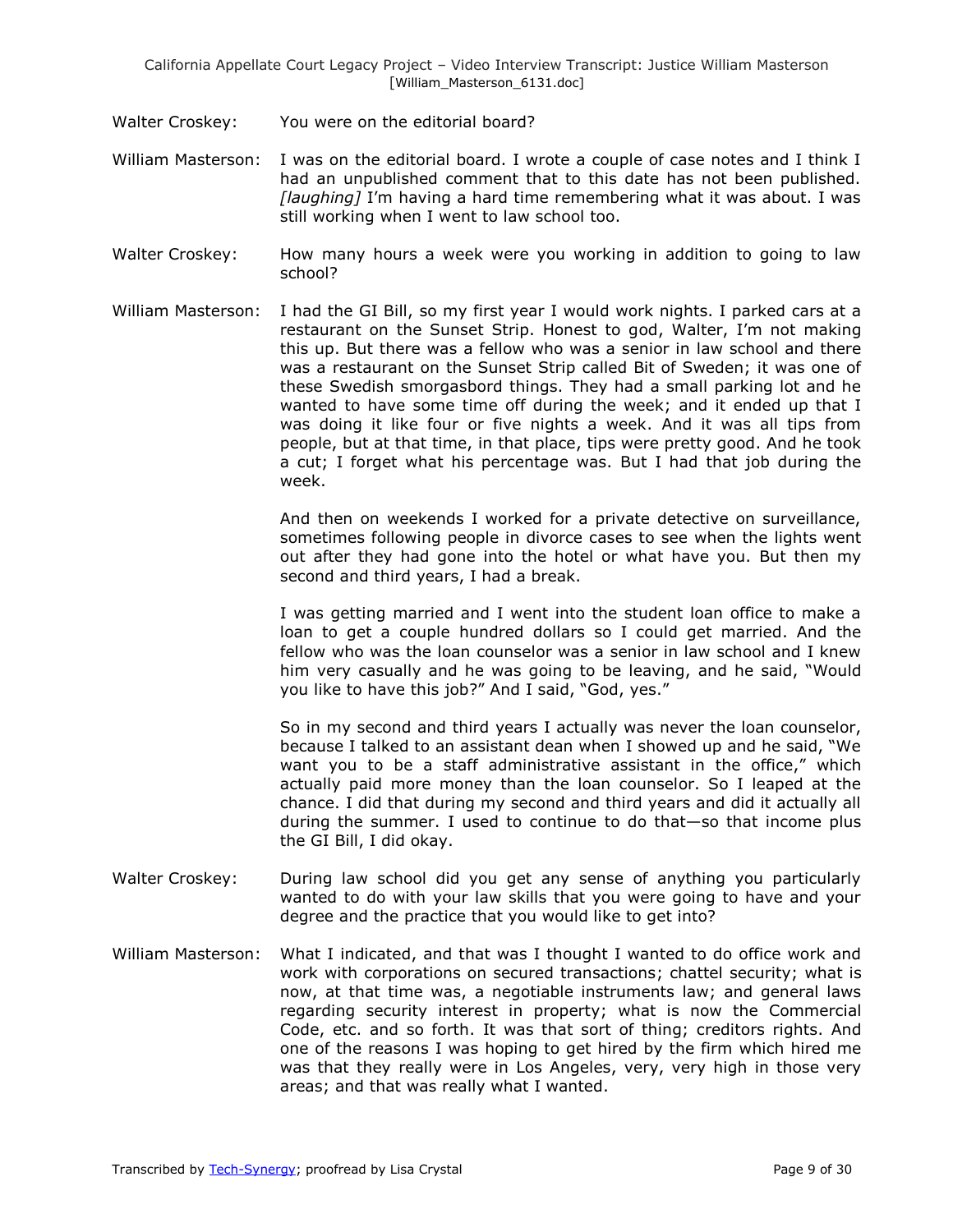Walter Croskey: You were on the editorial board?

William Masterson: I was on the editorial board. I wrote a couple of case notes and I think I had an unpublished comment that to this date has not been published. *[laughing]* I'm having a hard time remembering what it was about. I was still working when I went to law school too.

Walter Croskey: How many hours a week were you working in addition to going to law school?

William Masterson: I had the GI Bill, so my first year I would work nights. I parked cars at a restaurant on the Sunset Strip. Honest to god, Walter, I'm not making this up. But there was a fellow who was a senior in law school and there was a restaurant on the Sunset Strip called Bit of Sweden; it was one of these Swedish smorgasbord things. They had a small parking lot and he wanted to have some time off during the week; and it ended up that I was doing it like four or five nights a week. And it was all tips from people, but at that time, in that place, tips were pretty good. And he took a cut; I forget what his percentage was. But I had that job during the week.

And then on weekends I worked for a private detective on surveillance, sometimes following people in divorce cases to see when the lights went out after they had gone into the hotel or what have you. But then my second and third years, I had a break.

I was getting married and I went into the student loan office to make a loan to get a couple hundred dollars so I could get married. And the fellow who was the loan counselor was a senior in law school and I knew him very casually and he was going to be leaving, and he said, "Would you like to have this job?" And I said, "God, yes."

So in my second and third years I actually was never the loan counselor, because I talked to an assistant dean when I showed up and he said, "We want you to be a staff administrative assistant in the office," which actually paid more money than the loan counselor. So I leaped at the chance. I did that during my second and third years and did it actually all during the summer. I used to continue to do that—so that income plus the GI Bill, I did okay.

Walter Croskey: During law school did you get any sense of anything you particularly wanted to do with your law skills that you were going to have and your degree and the practice that you would like to get into?

William Masterson: What I indicated, and that was I thought I wanted to do office work and work with corporations on secured transactions; chattel security; what is now, at that time was, a negotiable instruments law; and general laws regarding security interest in property; what is now the Commercial Code, etc. and so forth. It was that sort of thing; creditors rights. And one of the reasons I was hoping to get hired by the firm which hired me was that they really were in Los Angeles, very, very high in those very areas; and that was really what I wanted.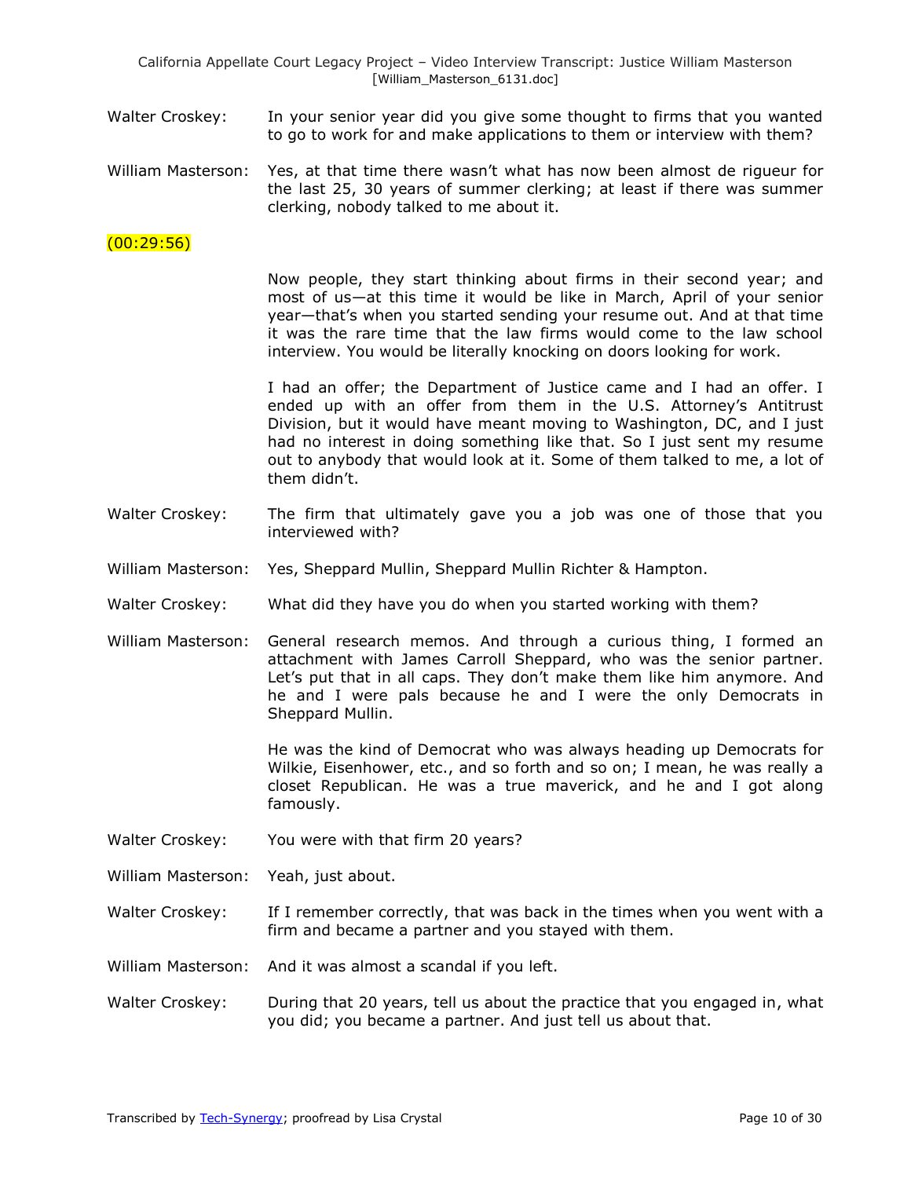Walter Croskey: In your senior year did you give some thought to firms that you wanted to go to work for and make applications to them or interview with them?

William Masterson: Yes, at that time there wasn't what has now been almost de rigueur for the last 25, 30 years of summer clerking; at least if there was summer clerking, nobody talked to me about it.

(00:29:56)

Now people, they start thinking about firms in their second year; and most of us—at this time it would be like in March, April of your senior year—that's when you started sending your resume out. And at that time it was the rare time that the law firms would come to the law school interview. You would be literally knocking on doors looking for work.

I had an offer; the Department of Justice came and I had an offer. I ended up with an offer from them in the U.S. Attorney's Antitrust Division, but it would have meant moving to Washington, DC, and I just had no interest in doing something like that. So I just sent my resume out to anybody that would look at it. Some of them talked to me, a lot of them didn't.

Walter Croskey: The firm that ultimately gave you a job was one of those that you interviewed with?

William Masterson: Yes, Sheppard Mullin, Sheppard Mullin Richter & Hampton.

Walter Croskey: What did they have you do when you started working with them?

William Masterson: General research memos. And through a curious thing, I formed an attachment with James Carroll Sheppard, who was the senior partner. Let's put that in all caps. They don't make them like him anymore. And he and I were pals because he and I were the only Democrats in Sheppard Mullin.

He was the kind of Democrat who was always heading up Democrats for Wilkie, Eisenhower, etc., and so forth and so on; I mean, he was really a closet Republican. He was a true maverick, and he and I got along famously.

Walter Croskey: You were with that firm 20 years?

William Masterson: Yeah, just about.

Walter Croskey: If I remember correctly, that was back in the times when you went with a firm and became a partner and you stayed with them.

William Masterson: And it was almost a scandal if you left.

Walter Croskey: During that 20 years, tell us about the practice that you engaged in, what you did; you became a partner. And just tell us about that.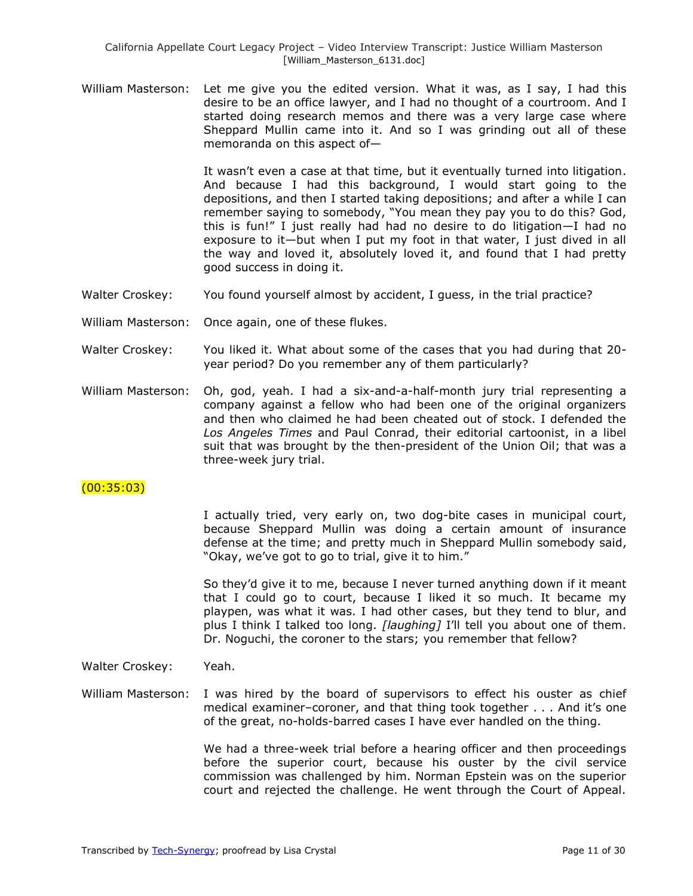William Masterson: Let me give you the edited version. What it was, as I say, I had this desire to be an office lawyer, and I had no thought of a courtroom. And I started doing research memos and there was a very large case where Sheppard Mullin came into it. And so I was grinding out all of these memoranda on this aspect of—

It wasn't even a case at that time, but it eventually turned into litigation. And because I had this background, I would start going to the depositions, and then I started taking depositions; and after a while I can remember saying to somebody, "You mean they pay you to do this? God, this is fun!" I just really had had no desire to do litigation—I had no exposure to it—but when I put my foot in that water, I just dived in all the way and loved it, absolutely loved it, and found that I had pretty good success in doing it.

Walter Croskey: You found yourself almost by accident, I guess, in the trial practice?

William Masterson: Once again, one of these flukes.

Walter Croskey: You liked it. What about some of the cases that you had during that 20-year period? Do you remember any of them particularly?

William Masterson: Oh, god, yeah. I had a six-and-a-half-month jury trial representing a company against a fellow who had been one of the original organizers and then who claimed he had been cheated out of stock. I defended the *Los Angeles Times* and Paul Conrad, their editorial cartoonist, in a libel suit that was brought by the then-president of the Union Oil; that was a three-week jury trial.

(00:35:03)

I actually tried, very early on, two dog-bite cases in municipal court, because Sheppard Mullin was doing a certain amount of insurance defense at the time; and pretty much in Sheppard Mullin somebody said, "Okay, we've got to go to trial, give it to him."

So they'd give it to me, because I never turned anything down if it meant that I could go to court, because I liked it so much. It became my playpen, was what it was. I had other cases, but they tend to blur, and plus I think I talked too long. *[laughing]* I'll tell you about one of them. Dr. Noguchi, the coroner to the stars; you remember that fellow?

Walter Croskey: Yeah.

William Masterson: I was hired by the board of supervisors to effect his ouster as chief medical examiner–coroner, and that thing took together . . . And it's one of the great, no-holds-barred cases I have ever handled on the thing.

We had a three-week trial before a hearing officer and then proceedings before the superior court, because his ouster by the civil service commission was challenged by him. Norman Epstein was on the superior court and rejected the challenge. He went through the Court of Appeal.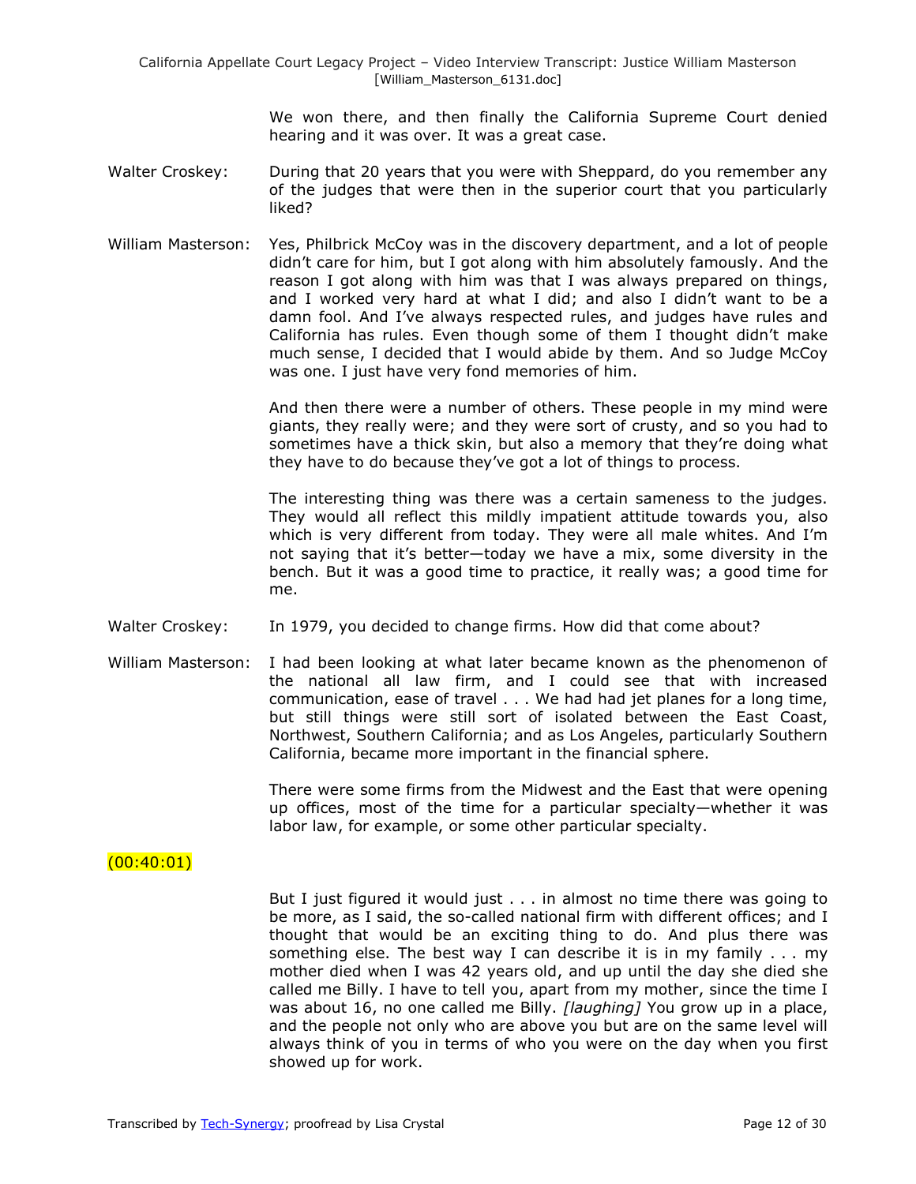We won there, and then finally the California Supreme Court denied hearing and it was over. It was a great case.

Walter Croskey: During that 20 years that you were with Sheppard, do you remember any of the judges that were then in the superior court that you particularly liked?

William Masterson: Yes, Philbrick McCoy was in the discovery department, and a lot of people didn't care for him, but I got along with him absolutely famously. And the reason I got along with him was that I was always prepared on things, and I worked very hard at what I did; and also I didn't want to be a damn fool. And I've always respected rules, and judges have rules and California has rules. Even though some of them I thought didn't make much sense, I decided that I would abide by them. And so Judge McCoy was one. I just have very fond memories of him.

And then there were a number of others. These people in my mind were giants, they really were; and they were sort of crusty, and so you had to sometimes have a thick skin, but also a memory that they're doing what they have to do because they've got a lot of things to process.

The interesting thing was there was a certain sameness to the judges. They would all reflect this mildly impatient attitude towards you, also which is very different from today. They were all male whites. And I'm not saying that it's better—today we have a mix, some diversity in the bench. But it was a good time to practice, it really was; a good time for me.

Walter Croskey: In 1979, you decided to change firms. How did that come about?

William Masterson: I had been looking at what later became known as the phenomenon of the national all law firm, and I could see that with increased communication, ease of travel . . . We had had jet planes for a long time, but still things were still sort of isolated between the East Coast, Northwest, Southern California; and as Los Angeles, particularly Southern California, became more important in the financial sphere.

There were some firms from the Midwest and the East that were opening up offices, most of the time for a particular specialty—whether it was labor law, for example, or some other particular specialty.

(00:40:01)

But I just figured it would just . . . in almost no time there was going to be more, as I said, the so-called national firm with different offices; and I thought that would be an exciting thing to do. And plus there was something else. The best way I can describe it is in my family . . . my mother died when I was 42 years old, and up until the day she died she called me Billy. I have to tell you, apart from my mother, since the time I was about 16, no one called me Billy. *[laughing]* You grow up in a place, and the people not only who are above you but are on the same level will always think of you in terms of who you were on the day when you first showed up for work.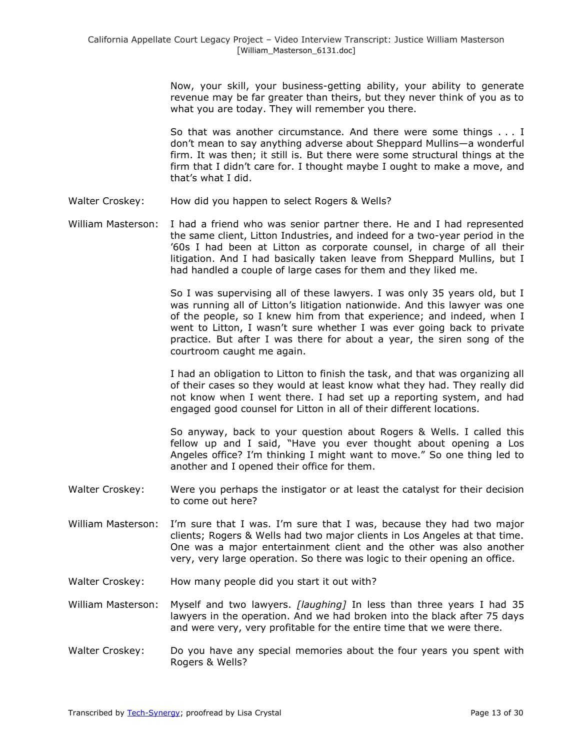Now, your skill, your business-getting ability, your ability to generate revenue may be far greater than theirs, but they never think of you as to what you are today. They will remember you there.

So that was another circumstance. And there were some things . . . I don't mean to say anything adverse about Sheppard Mullins—a wonderful firm. It was then; it still is. But there were some structural things at the firm that I didn't care for. I thought maybe I ought to make a move, and that's what I did.

Walter Croskey: How did you happen to select Rogers & Wells?

William Masterson: I had a friend who was senior partner there. He and I had represented the same client, Litton Industries, and indeed for a two-year period in the '60s I had been at Litton as corporate counsel, in charge of all their litigation. And I had basically taken leave from Sheppard Mullins, but I had handled a couple of large cases for them and they liked me.

So I was supervising all of these lawyers. I was only 35 years old, but I was running all of Litton's litigation nationwide. And this lawyer was one of the people, so I knew him from that experience; and indeed, when I went to Litton, I wasn't sure whether I was ever going back to private practice. But after I was there for about a year, the siren song of the courtroom caught me again.

I had an obligation to Litton to finish the task, and that was organizing all of their cases so they would at least know what they had. They really did not know when I went there. I had set up a reporting system, and had engaged good counsel for Litton in all of their different locations.

So anyway, back to your question about Rogers & Wells. I called this fellow up and I said, "Have you ever thought about opening a Los Angeles office? I'm thinking I might want to move." So one thing led to another and I opened their office for them.

Walter Croskey: Were you perhaps the instigator or at least the catalyst for their decision to come out here?

William Masterson: I'm sure that I was. I'm sure that I was, because they had two major clients; Rogers & Wells had two major clients in Los Angeles at that time. One was a major entertainment client and the other was also another very, very large operation. So there was logic to their opening an office.

Walter Croskey: How many people did you start it out with?

William Masterson: Myself and two lawyers. *[laughing]* In less than three years I had 35 lawyers in the operation. And we had broken into the black after 75 days and were very, very profitable for the entire time that we were there.

Walter Croskey: Do you have any special memories about the four years you spent with Rogers & Wells?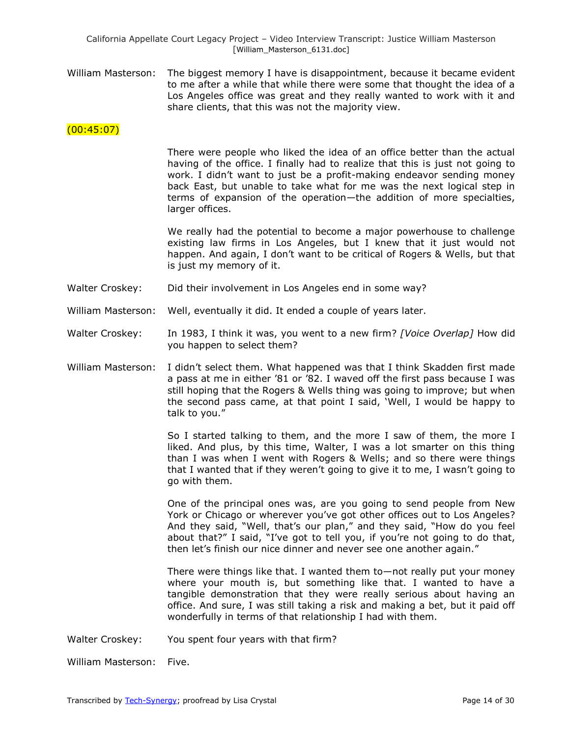William Masterson: The biggest memory I have is disappointment, because it became evident to me after a while that while there were some that thought the idea of a Los Angeles office was great and they really wanted to work with it and share clients, that this was not the majority view.

(00:45:07)

There were people who liked the idea of an office better than the actual having of the office. I finally had to realize that this is just not going to work. I didn't want to just be a profit-making endeavor sending money back East, but unable to take what for me was the next logical step in terms of expansion of the operation—the addition of more specialties, larger offices.

We really had the potential to become a major powerhouse to challenge existing law firms in Los Angeles, but I knew that it just would not happen. And again, I don't want to be critical of Rogers & Wells, but that is just my memory of it.

Walter Croskey: Did their involvement in Los Angeles end in some way?

William Masterson: Well, eventually it did. It ended a couple of years later.

Walter Croskey: In 1983, I think it was, you went to a new firm? *[Voice Overlap]* How did you happen to select them?

William Masterson: I didn't select them. What happened was that I think Skadden first made a pass at me in either '81 or '82. I waved off the first pass because I was still hoping that the Rogers & Wells thing was going to improve; but when the second pass came, at that point I said, 'Well, I would be happy to talk to you."

So I started talking to them, and the more I saw of them, the more I liked. And plus, by this time, Walter, I was a lot smarter on this thing than I was when I went with Rogers & Wells; and so there were things that I wanted that if they weren't going to give it to me, I wasn't going to go with them.

One of the principal ones was, are you going to send people from New York or Chicago or wherever you've got other offices out to Los Angeles? And they said, "Well, that's our plan," and they said, "How do you feel about that?" I said, "I've got to tell you, if you're not going to do that, then let's finish our nice dinner and never see one another again."

There were things like that. I wanted them to—not really put your money where your mouth is, but something like that. I wanted to have a tangible demonstration that they were really serious about having an office. And sure, I was still taking a risk and making a bet, but it paid off wonderfully in terms of that relationship I had with them.

Walter Croskey: You spent four years with that firm?

William Masterson: Five.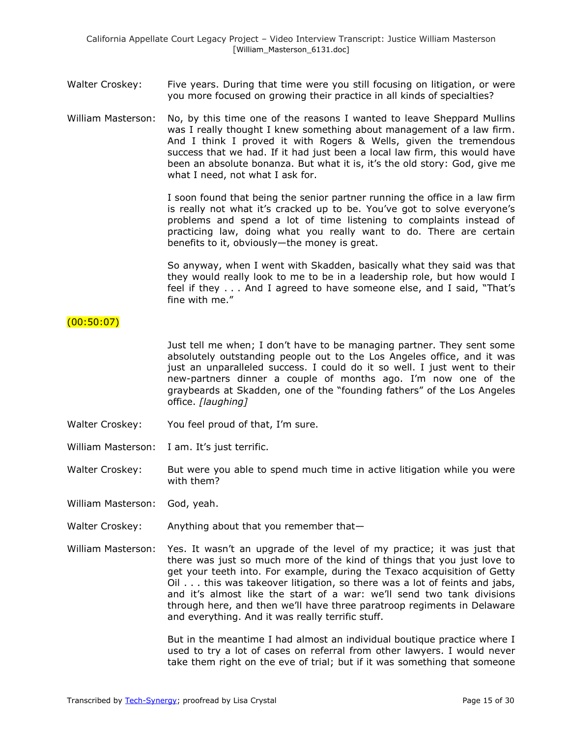Walter Croskey: Five years. During that time were you still focusing on litigation, or were you more focused on growing their practice in all kinds of specialties?

William Masterson: No, by this time one of the reasons I wanted to leave Sheppard Mullins was I really thought I knew something about management of a law firm. And I think I proved it with Rogers & Wells, given the tremendous success that we had. If it had just been a local law firm, this would have been an absolute bonanza. But what it is, it's the old story: God, give me what I need, not what I ask for.

I soon found that being the senior partner running the office in a law firm is really not what it's cracked up to be. You've got to solve everyone's problems and spend a lot of time listening to complaints instead of practicing law, doing what you really want to do. There are certain benefits to it, obviously—the money is great.

So anyway, when I went with Skadden, basically what they said was that they would really look to me to be in a leadership role, but how would I feel if they . . . And I agreed to have someone else, and I said, "That's fine with me."

(00:50:07)

Just tell me when; I don't have to be managing partner. They sent some absolutely outstanding people out to the Los Angeles office, and it was just an unparalleled success. I could do it so well. I just went to their new-partners dinner a couple of months ago. I'm now one of the graybeards at Skadden, one of the "founding fathers" of the Los Angeles office. *[laughing]*

Walter Croskey: You feel proud of that, I'm sure.

William Masterson: I am. It's just terrific.

Walter Croskey: But were you able to spend much time in active litigation while you were with them?

William Masterson: God, yeah.

Walter Croskey: Anything about that you remember that—

William Masterson: Yes. It wasn't an upgrade of the level of my practice; it was just that there was just so much more of the kind of things that you just love to get your teeth into. For example, during the Texaco acquisition of Getty Oil . . . this was takeover litigation, so there was a lot of feints and jabs, and it's almost like the start of a war: we'll send two tank divisions through here, and then we'll have three paratroop regiments in Delaware and everything. And it was really terrific stuff.

But in the meantime I had almost an individual boutique practice where I used to try a lot of cases on referral from other lawyers. I would never take them right on the eve of trial; but if it was something that someone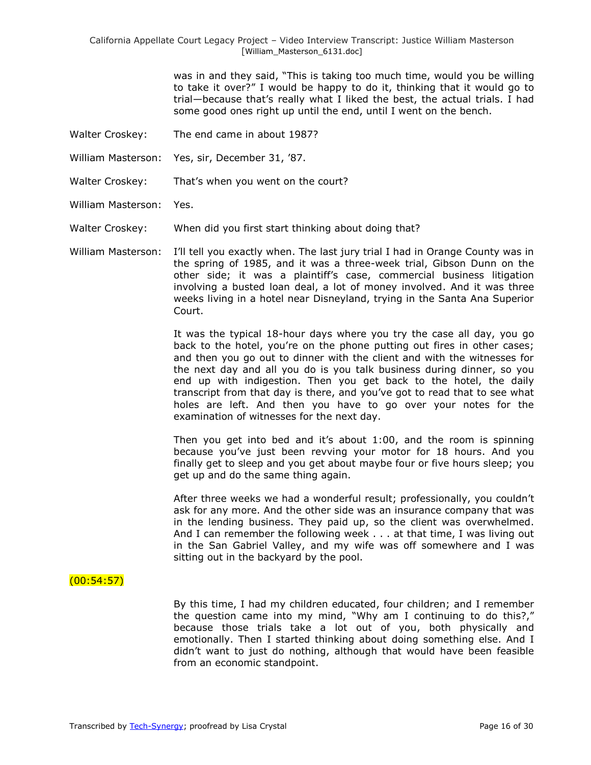was in and they said, "This is taking too much time, would you be willing to take it over?" I would be happy to do it, thinking that it would go to trial—because that's really what I liked the best, the actual trials. I had some good ones right up until the end, until I went on the bench.

Walter Croskey: The end came in about 1987?

William Masterson: Yes, sir, December 31, '87.

Walter Croskey: That's when you went on the court?

William Masterson: Yes.

Walter Croskey: When did you first start thinking about doing that?

William Masterson: I'll tell you exactly when. The last jury trial I had in Orange County was in the spring of 1985, and it was a three-week trial, Gibson Dunn on the other side; it was a plaintiff's case, commercial business litigation involving a busted loan deal, a lot of money involved. And it was three weeks living in a hotel near Disneyland, trying in the Santa Ana Superior Court.

It was the typical 18-hour days where you try the case all day, you go back to the hotel, you're on the phone putting out fires in other cases; and then you go out to dinner with the client and with the witnesses for the next day and all you do is you talk business during dinner, so you end up with indigestion. Then you get back to the hotel, the daily transcript from that day is there, and you've got to read that to see what holes are left. And then you have to go over your notes for the examination of witnesses for the next day.

Then you get into bed and it's about 1:00, and the room is spinning because you've just been revving your motor for 18 hours. And you finally get to sleep and you get about maybe four or five hours sleep; you get up and do the same thing again.

After three weeks we had a wonderful result; professionally, you couldn't ask for any more. And the other side was an insurance company that was in the lending business. They paid up, so the client was overwhelmed. And I can remember the following week . . . at that time, I was living out in the San Gabriel Valley, and my wife was off somewhere and I was sitting out in the backyard by the pool.

(00:54:57)

By this time, I had my children educated, four children; and I remember the question came into my mind, "Why am I continuing to do this?," because those trials take a lot out of you, both physically and emotionally. Then I started thinking about doing something else. And I didn't want to just do nothing, although that would have been feasible from an economic standpoint.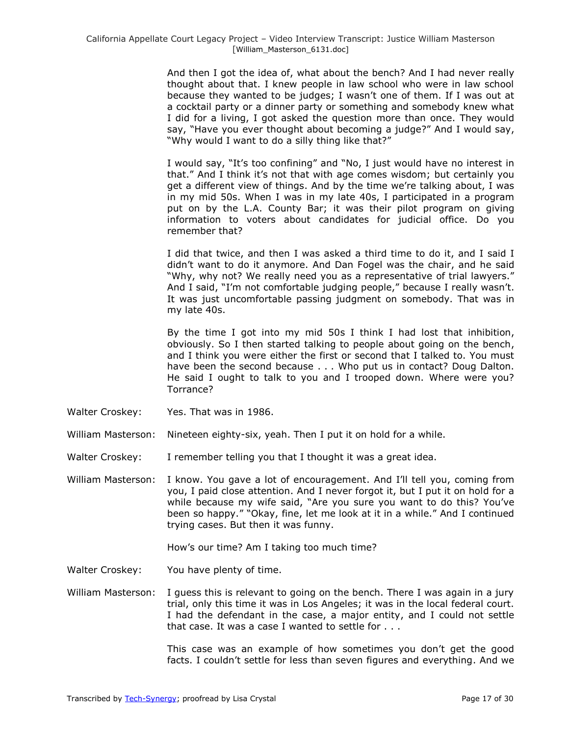And then I got the idea of, what about the bench? And I had never really thought about that. I knew people in law school who were in law school because they wanted to be judges; I wasn't one of them. If I was out at a cocktail party or a dinner party or something and somebody knew what I did for a living, I got asked the question more than once. They would say, "Have you ever thought about becoming a judge?" And I would say, "Why would I want to do a silly thing like that?"

I would say, "It's too confining" and "No, I just would have no interest in that." And I think it's not that with age comes wisdom; but certainly you get a different view of things. And by the time we're talking about, I was in my mid 50s. When I was in my late 40s, I participated in a program put on by the L.A. County Bar; it was their pilot program on giving information to voters about candidates for judicial office. Do you remember that?

I did that twice, and then I was asked a third time to do it, and I said I didn't want to do it anymore. And Dan Fogel was the chair, and he said "Why, why not? We really need you as a representative of trial lawyers." And I said, "I'm not comfortable judging people," because I really wasn't. It was just uncomfortable passing judgment on somebody. That was in my late 40s.

By the time I got into my mid 50s I think I had lost that inhibition, obviously. So I then started talking to people about going on the bench, and I think you were either the first or second that I talked to. You must have been the second because . . . Who put us in contact? Doug Dalton. He said I ought to talk to you and I trooped down. Where were you? Torrance?

Walter Croskey: Yes. That was in 1986.

William Masterson: Nineteen eighty-six, yeah. Then I put it on hold for a while.

Walter Croskey: I remember telling you that I thought it was a great idea.

William Masterson: I know. You gave a lot of encouragement. And I'll tell you, coming from you, I paid close attention. And I never forgot it, but I put it on hold for a while because my wife said, "Are you sure you want to do this? You've been so happy." "Okay, fine, let me look at it in a while." And I continued trying cases. But then it was funny.

How's our time? Am I taking too much time?

Walter Croskey: You have plenty of time.

William Masterson: I guess this is relevant to going on the bench. There I was again in a jury trial, only this time it was in Los Angeles; it was in the local federal court. I had the defendant in the case, a major entity, and I could not settle that case. It was a case I wanted to settle for . . .

This case was an example of how sometimes you don't get the good facts. I couldn't settle for less than seven figures and everything. And we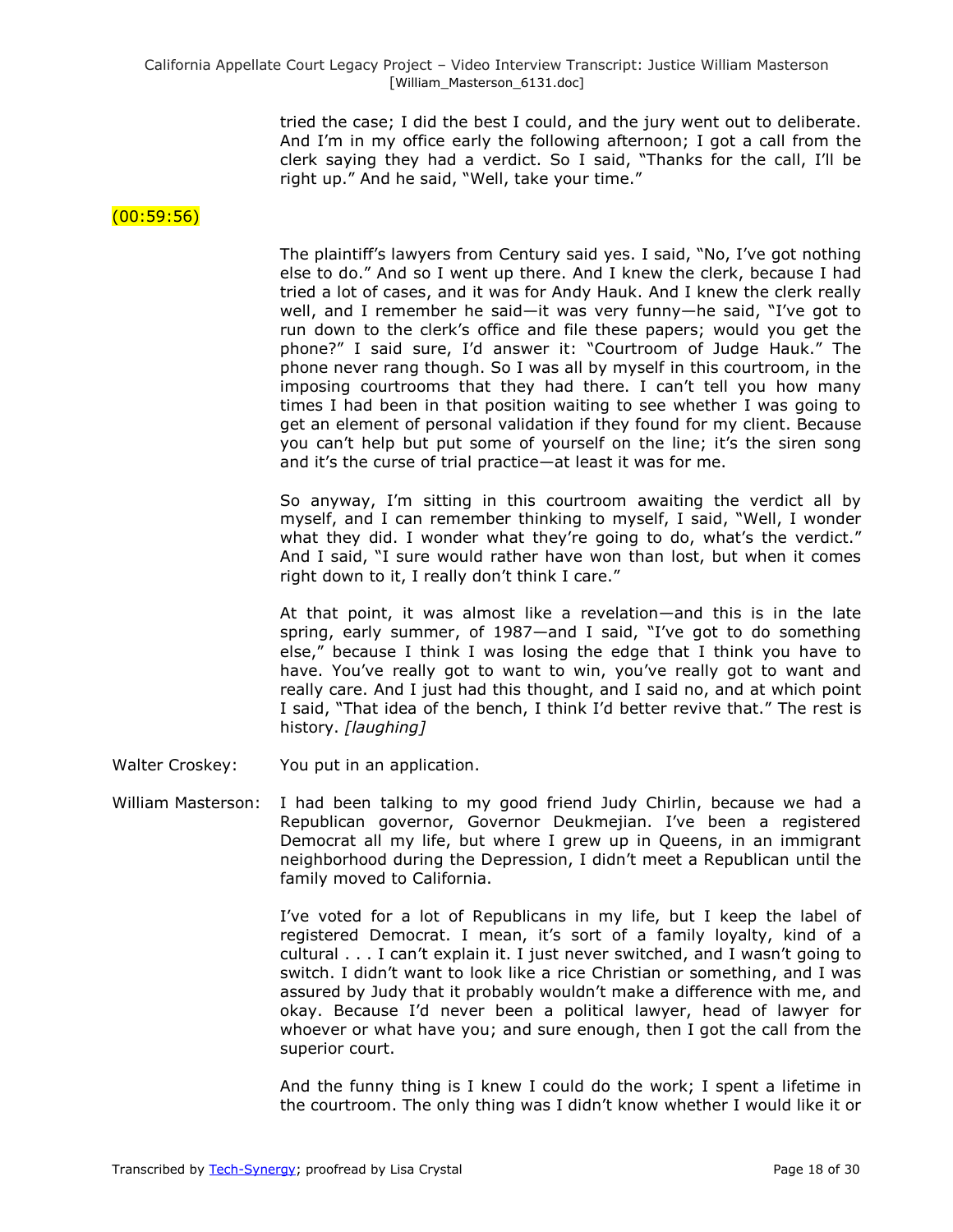tried the case; I did the best I could, and the jury went out to deliberate. And I'm in my office early the following afternoon; I got a call from the clerk saying they had a verdict. So I said, "Thanks for the call, I'll be right up." And he said, "Well, take your time."

(00:59:56)

The plaintiff's lawyers from Century said yes. I said, "No, I've got nothing else to do." And so I went up there. And I knew the clerk, because I had tried a lot of cases, and it was for Andy Hauk. And I knew the clerk really well, and I remember he said—it was very funny—he said, "I've got to run down to the clerk's office and file these papers; would you get the phone?" I said sure, I'd answer it: "Courtroom of Judge Hauk." The phone never rang though. So I was all by myself in this courtroom, in the imposing courtrooms that they had there. I can't tell you how many times I had been in that position waiting to see whether I was going to get an element of personal validation if they found for my client. Because you can't help but put some of yourself on the line; it's the siren song and it's the curse of trial practice—at least it was for me.

So anyway, I'm sitting in this courtroom awaiting the verdict all by myself, and I can remember thinking to myself, I said, "Well, I wonder what they did. I wonder what they're going to do, what's the verdict." And I said, "I sure would rather have won than lost, but when it comes right down to it, I really don't think I care."

At that point, it was almost like a revelation—and this is in the late spring, early summer, of 1987—and I said, "I've got to do something else," because I think I was losing the edge that I think you have to have. You've really got to want to win, you've really got to want and really care. And I just had this thought, and I said no, and at which point I said, "That idea of the bench, I think I'd better revive that." The rest is history. *[laughing]*

Walter Croskey: You put in an application.

William Masterson: I had been talking to my good friend Judy Chirlin, because we had a Republican governor, Governor Deukmejian. I've been a registered Democrat all my life, but where I grew up in Queens, in an immigrant neighborhood during the Depression, I didn't meet a Republican until the family moved to California.

I've voted for a lot of Republicans in my life, but I keep the label of registered Democrat. I mean, it's sort of a family loyalty, kind of a cultural . . . I can't explain it. I just never switched, and I wasn't going to switch. I didn't want to look like a rice Christian or something, and I was assured by Judy that it probably wouldn't make a difference with me, and okay. Because I'd never been a political lawyer, head of lawyer for whoever or what have you; and sure enough, then I got the call from the superior court.

And the funny thing is I knew I could do the work; I spent a lifetime in the courtroom. The only thing was I didn't know whether I would like it or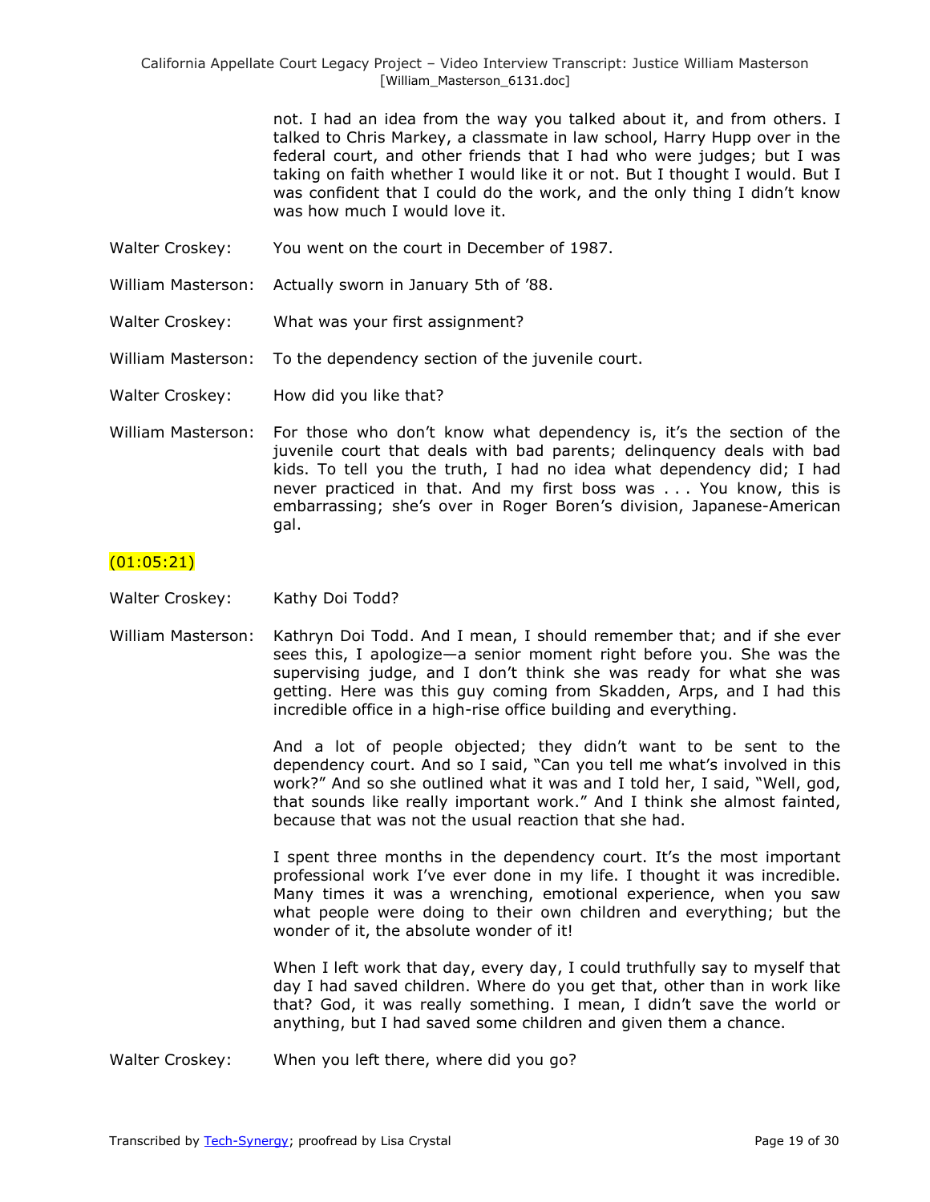not. I had an idea from the way you talked about it, and from others. I talked to Chris Markey, a classmate in law school, Harry Hupp over in the federal court, and other friends that I had who were judges; but I was taking on faith whether I would like it or not. But I thought I would. But I was confident that I could do the work, and the only thing I didn't know was how much I would love it.

Walter Croskey: You went on the court in December of 1987.

William Masterson: Actually sworn in January 5th of '88.

Walter Croskey: What was your first assignment?

William Masterson: To the dependency section of the juvenile court.

Walter Croskey: How did you like that?

William Masterson: For those who don't know what dependency is, it's the section of the juvenile court that deals with bad parents; delinquency deals with bad kids. To tell you the truth, I had no idea what dependency did; I had never practiced in that. And my first boss was . . . You know, this is embarrassing; she's over in Roger Boren's division, Japanese-American gal.

(01:05:21)

Walter Croskey: Kathy Doi Todd?

William Masterson: Kathryn Doi Todd. And I mean, I should remember that; and if she ever sees this, I apologize—a senior moment right before you. She was the supervising judge, and I don't think she was ready for what she was getting. Here was this guy coming from Skadden, Arps, and I had this incredible office in a high-rise office building and everything.

And a lot of people objected; they didn't want to be sent to the dependency court. And so I said, "Can you tell me what's involved in this work?" And so she outlined what it was and I told her, I said, "Well, god, that sounds like really important work." And I think she almost fainted, because that was not the usual reaction that she had.

I spent three months in the dependency court. It's the most important professional work I've ever done in my life. I thought it was incredible. Many times it was a wrenching, emotional experience, when you saw what people were doing to their own children and everything; but the wonder of it, the absolute wonder of it!

When I left work that day, every day, I could truthfully say to myself that day I had saved children. Where do you get that, other than in work like that? God, it was really something. I mean, I didn't save the world or anything, but I had saved some children and given them a chance.

Walter Croskey: When you left there, where did you go?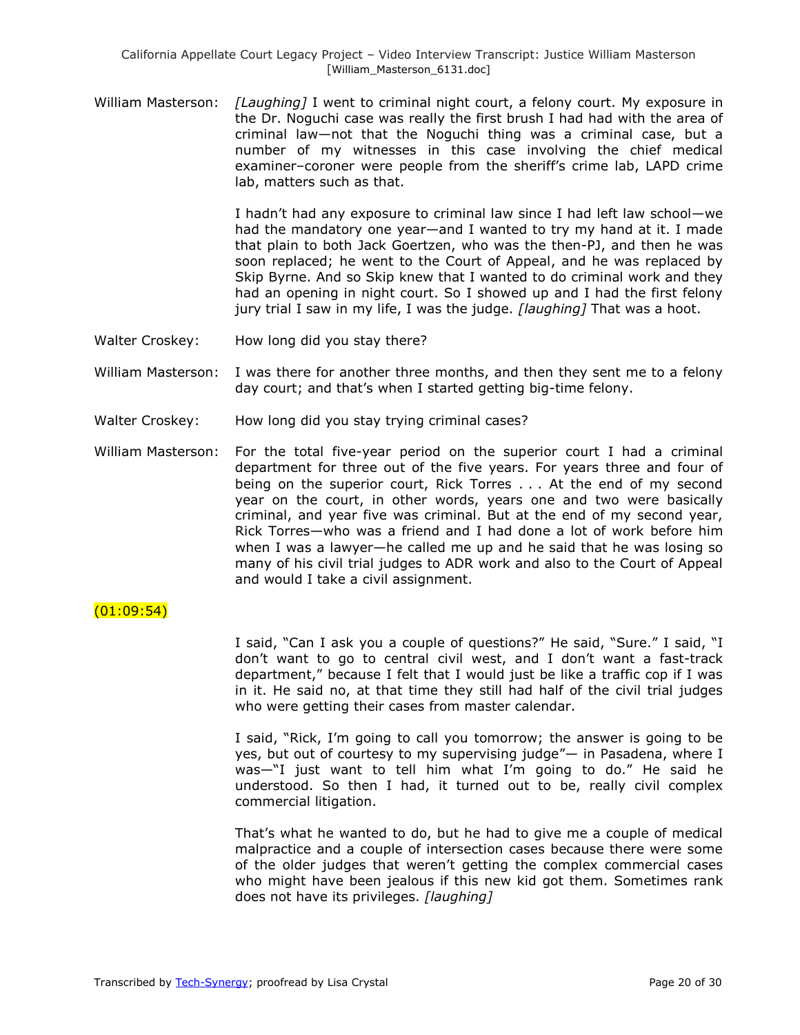William Masterson: *[Laughing]* I went to criminal night court, a felony court. My exposure in the Dr. Noguchi case was really the first brush I had had with the area of criminal law—not that the Noguchi thing was a criminal case, but a number of my witnesses in this case involving the chief medical examiner–coroner were people from the sheriff's crime lab, LAPD crime lab, matters such as that.

I hadn't had any exposure to criminal law since I had left law school—we had the mandatory one year—and I wanted to try my hand at it. I made that plain to both Jack Goertzen, who was the then-PJ, and then he was soon replaced; he went to the Court of Appeal, and he was replaced by Skip Byrne. And so Skip knew that I wanted to do criminal work and they had an opening in night court. So I showed up and I had the first felony jury trial I saw in my life, I was the judge. *[laughing]* That was a hoot.

Walter Croskey: How long did you stay there?

William Masterson: I was there for another three months, and then they sent me to a felony day court; and that's when I started getting big-time felony.

Walter Croskey: How long did you stay trying criminal cases?

William Masterson: For the total five-year period on the superior court I had a criminal department for three out of the five years. For years three and four of being on the superior court, Rick Torres . . . At the end of my second year on the court, in other words, years one and two were basically criminal, and year five was criminal. But at the end of my second year, Rick Torres—who was a friend and I had done a lot of work before him when I was a lawyer—he called me up and he said that he was losing so many of his civil trial judges to ADR work and also to the Court of Appeal and would I take a civil assignment.

(01:09:54)

I said, "Can I ask you a couple of questions?" He said, "Sure." I said, "I don't want to go to central civil west, and I don't want a fast-track department," because I felt that I would just be like a traffic cop if I was in it. He said no, at that time they still had half of the civil trial judges who were getting their cases from master calendar.

I said, "Rick, I'm going to call you tomorrow; the answer is going to be yes, but out of courtesy to my supervising judge"— in Pasadena, where I was—"I just want to tell him what I'm going to do." He said he understood. So then I had, it turned out to be, really civil complex commercial litigation.

That's what he wanted to do, but he had to give me a couple of medical malpractice and a couple of intersection cases because there were some of the older judges that weren't getting the complex commercial cases who might have been jealous if this new kid got them. Sometimes rank does not have its privileges. *[laughing]*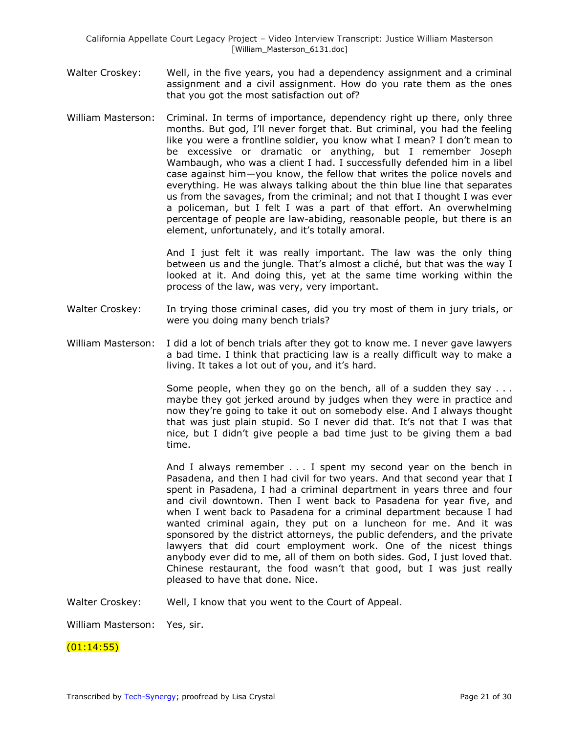Walter Croskey: Well, in the five years, you had a dependency assignment and a criminal assignment and a civil assignment. How do you rate them as the ones that you got the most satisfaction out of?

William Masterson: Criminal. In terms of importance, dependency right up there, only three months. But god, I'll never forget that. But criminal, you had the feeling like you were a frontline soldier, you know what I mean? I don't mean to be excessive or dramatic or anything, but I remember Joseph Wambaugh, who was a client I had. I successfully defended him in a libel case against him—you know, the fellow that writes the police novels and everything. He was always talking about the thin blue line that separates us from the savages, from the criminal; and not that I thought I was ever a policeman, but I felt I was a part of that effort. An overwhelming percentage of people are law-abiding, reasonable people, but there is an element, unfortunately, and it's totally amoral.

And I just felt it was really important. The law was the only thing between us and the jungle. That's almost a cliché, but that was the way I looked at it. And doing this, yet at the same time working within the process of the law, was very, very important.

Walter Croskey: In trying those criminal cases, did you try most of them in jury trials, or were you doing many bench trials?

William Masterson: I did a lot of bench trials after they got to know me. I never gave lawyers a bad time. I think that practicing law is a really difficult way to make a living. It takes a lot out of you, and it's hard.

Some people, when they go on the bench, all of a sudden they say . . . maybe they got jerked around by judges when they were in practice and now they're going to take it out on somebody else. And I always thought that was just plain stupid. So I never did that. It's not that I was that nice, but I didn't give people a bad time just to be giving them a bad time.

And I always remember . . . I spent my second year on the bench in Pasadena, and then I had civil for two years. And that second year that I spent in Pasadena, I had a criminal department in years three and four and civil downtown. Then I went back to Pasadena for year five, and when I went back to Pasadena for a criminal department because I had wanted criminal again, they put on a luncheon for me. And it was sponsored by the district attorneys, the public defenders, and the private lawyers that did court employment work. One of the nicest things anybody ever did to me, all of them on both sides. God, I just loved that. Chinese restaurant, the food wasn't that good, but I was just really pleased to have that done. Nice.

Walter Croskey: Well, I know that you went to the Court of Appeal.

William Masterson: Yes, sir.

(01:14:55)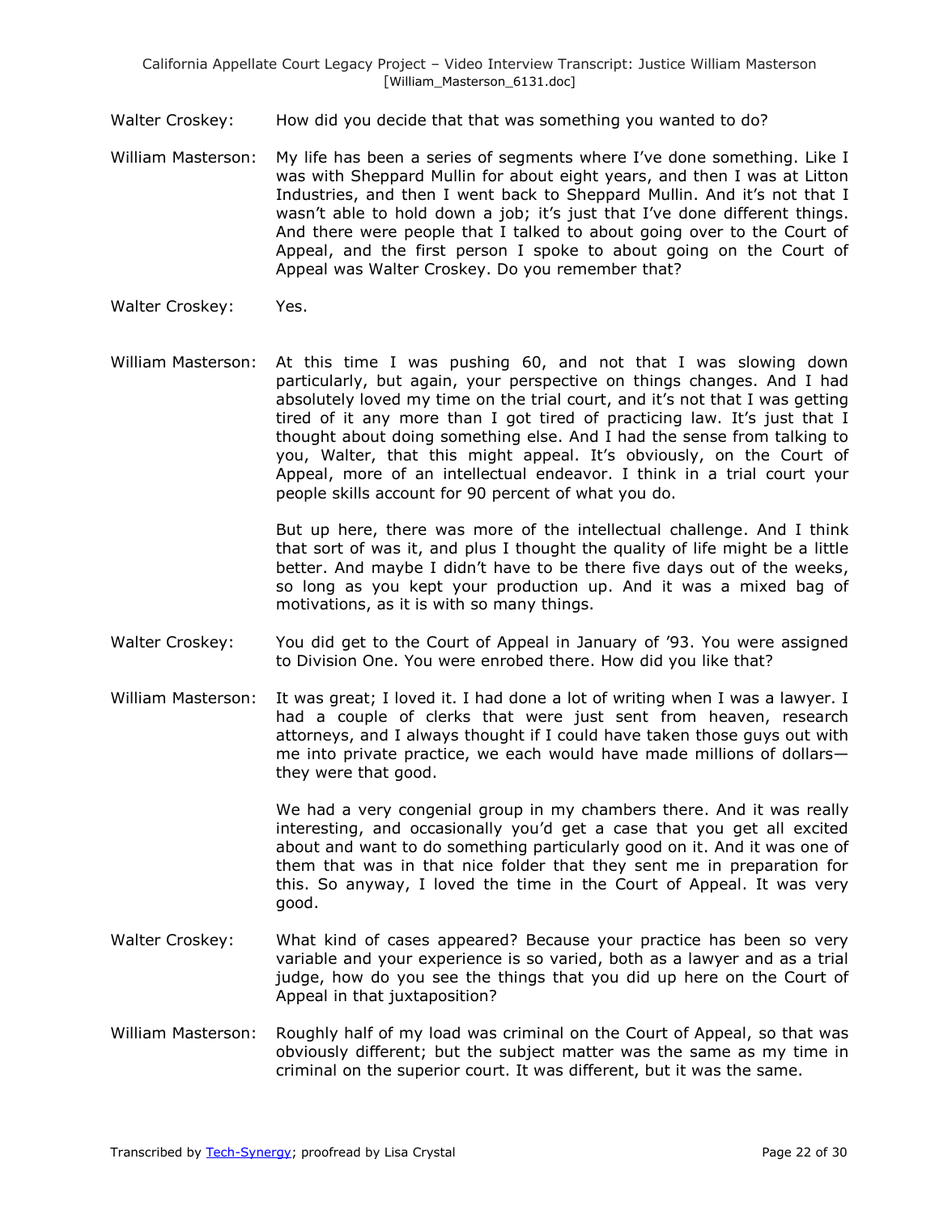Walter Croskey: How did you decide that that was something you wanted to do?

William Masterson: My life has been a series of segments where I've done something. Like I was with Sheppard Mullin for about eight years, and then I was at Litton Industries, and then I went back to Sheppard Mullin. And it's not that I wasn't able to hold down a job; it's just that I've done different things. And there were people that I talked to about going over to the Court of Appeal, and the first person I spoke to about going on the Court of Appeal was Walter Croskey. Do you remember that?

Walter Croskey: Yes.

William Masterson: At this time I was pushing 60, and not that I was slowing down particularly, but again, your perspective on things changes. And I had absolutely loved my time on the trial court, and it's not that I was getting tired of it any more than I got tired of practicing law. It's just that I thought about doing something else. And I had the sense from talking to you, Walter, that this might appeal. It's obviously, on the Court of Appeal, more of an intellectual endeavor. I think in a trial court your people skills account for 90 percent of what you do.

But up here, there was more of the intellectual challenge. And I think that sort of was it, and plus I thought the quality of life might be a little better. And maybe I didn't have to be there five days out of the weeks, so long as you kept your production up. And it was a mixed bag of motivations, as it is with so many things.

Walter Croskey: You did get to the Court of Appeal in January of '93. You were assigned to Division One. You were enrobed there. How did you like that?

William Masterson: It was great; I loved it. I had done a lot of writing when I was a lawyer. I had a couple of clerks that were just sent from heaven, research attorneys, and I always thought if I could have taken those guys out with me into private practice, we each would have made millions of dollars—they were that good.

We had a very congenial group in my chambers there. And it was really interesting, and occasionally you'd get a case that you get all excited about and want to do something particularly good on it. And it was one of them that was in that nice folder that they sent me in preparation for this. So anyway, I loved the time in the Court of Appeal. It was very good.

Walter Croskey: What kind of cases appeared? Because your practice has been so very variable and your experience is so varied, both as a lawyer and as a trial judge, how do you see the things that you did up here on the Court of Appeal in that juxtaposition?

William Masterson: Roughly half of my load was criminal on the Court of Appeal, so that was obviously different; but the subject matter was the same as my time in criminal on the superior court. It was different, but it was the same.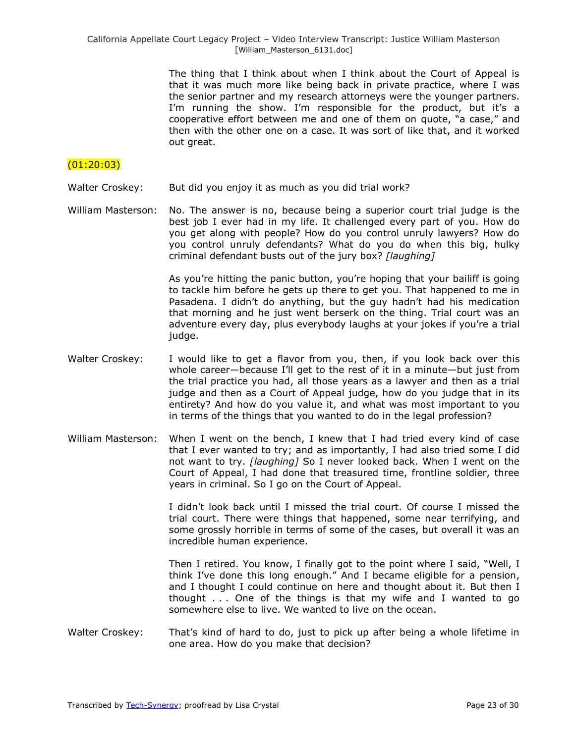The thing that I think about when I think about the Court of Appeal is that it was much more like being back in private practice, where I was the senior partner and my research attorneys were the younger partners. I'm running the show. I'm responsible for the product, but it's a cooperative effort between me and one of them on quote, "a case," and then with the other one on a case. It was sort of like that, and it worked out great.

(01:20:03)

Walter Croskey: But did you enjoy it as much as you did trial work?

William Masterson: No. The answer is no, because being a superior court trial judge is the best job I ever had in my life. It challenged every part of you. How do you get along with people? How do you control unruly lawyers? How do you control unruly defendants? What do you do when this big, hulky criminal defendant busts out of the jury box? *[laughing]*

As you're hitting the panic button, you're hoping that your bailiff is going to tackle him before he gets up there to get you. That happened to me in Pasadena. I didn't do anything, but the guy hadn't had his medication that morning and he just went berserk on the thing. Trial court was an adventure every day, plus everybody laughs at your jokes if you're a trial judge.

Walter Croskey: I would like to get a flavor from you, then, if you look back over this whole career—because I'll get to the rest of it in a minute—but just from the trial practice you had, all those years as a lawyer and then as a trial judge and then as a Court of Appeal judge, how do you judge that in its entirety? And how do you value it, and what was most important to you in terms of the things that you wanted to do in the legal profession?

William Masterson: When I went on the bench, I knew that I had tried every kind of case that I ever wanted to try; and as importantly, I had also tried some I did not want to try. *[laughing]* So I never looked back. When I went on the Court of Appeal, I had done that treasured time, frontline soldier, three years in criminal. So I go on the Court of Appeal.

I didn't look back until I missed the trial court. Of course I missed the trial court. There were things that happened, some near terrifying, and some grossly horrible in terms of some of the cases, but overall it was an incredible human experience.

Then I retired. You know, I finally got to the point where I said, "Well, I think I've done this long enough." And I became eligible for a pension, and I thought I could continue on here and thought about it. But then I thought . . . One of the things is that my wife and I wanted to go somewhere else to live. We wanted to live on the ocean.

Walter Croskey: That's kind of hard to do, just to pick up after being a whole lifetime in one area. How do you make that decision?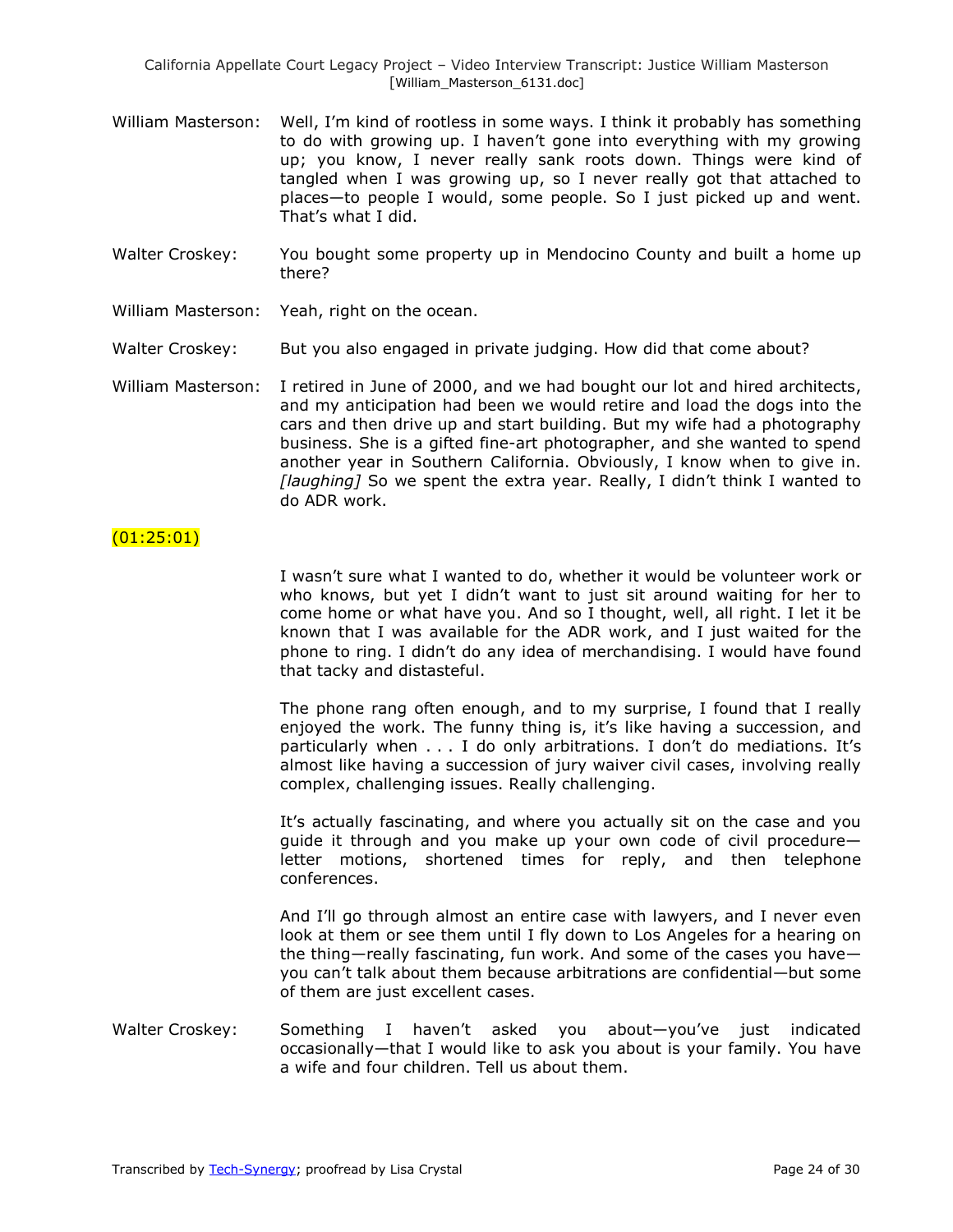William Masterson: Well, I'm kind of rootless in some ways. I think it probably has something to do with growing up. I haven't gone into everything with my growing up; you know, I never really sank roots down. Things were kind of tangled when I was growing up, so I never really got that attached to places—to people I would, some people. So I just picked up and went. That's what I did.

Walter Croskey: You bought some property up in Mendocino County and built a home up there?

William Masterson: Yeah, right on the ocean.

Walter Croskey: But you also engaged in private judging. How did that come about?

William Masterson: I retired in June of 2000, and we had bought our lot and hired architects, and my anticipation had been we would retire and load the dogs into the cars and then drive up and start building. But my wife had a photography business. She is a gifted fine-art photographer, and she wanted to spend another year in Southern California. Obviously, I know when to give in. *[laughing]* So we spent the extra year. Really, I didn't think I wanted to do ADR work.

(01:25:01)

I wasn't sure what I wanted to do, whether it would be volunteer work or who knows, but yet I didn't want to just sit around waiting for her to come home or what have you. And so I thought, well, all right. I let it be known that I was available for the ADR work, and I just waited for the phone to ring. I didn't do any idea of merchandising. I would have found that tacky and distasteful.

The phone rang often enough, and to my surprise, I found that I really enjoyed the work. The funny thing is, it's like having a succession, and particularly when . . . I do only arbitrations. I don't do mediations. It's almost like having a succession of jury waiver civil cases, involving really complex, challenging issues. Really challenging.

It's actually fascinating, and where you actually sit on the case and you guide it through and you make up your own code of civil procedure—letter motions, shortened times for reply, and then telephone conferences.

And I'll go through almost an entire case with lawyers, and I never even look at them or see them until I fly down to Los Angeles for a hearing on the thing—really fascinating, fun work. And some of the cases you have—you can't talk about them because arbitrations are confidential—but some of them are just excellent cases.

Walter Croskey: Something I haven't asked you about—you've just indicated occasionally—that I would like to ask you about is your family. You have a wife and four children. Tell us about them.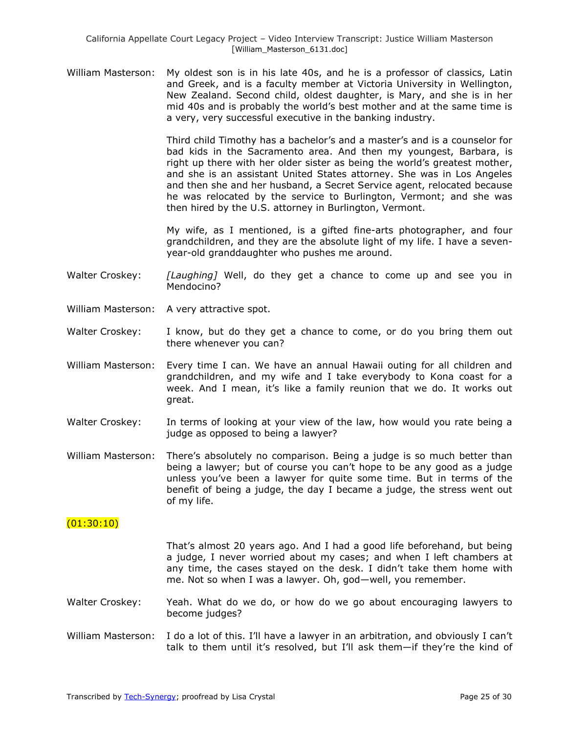William Masterson: My oldest son is in his late 40s, and he is a professor of classics, Latin and Greek, and is a faculty member at Victoria University in Wellington, New Zealand. Second child, oldest daughter, is Mary, and she is in her mid 40s and is probably the world's best mother and at the same time is a very, very successful executive in the banking industry.

Third child Timothy has a bachelor's and a master's and is a counselor for bad kids in the Sacramento area. And then my youngest, Barbara, is right up there with her older sister as being the world's greatest mother, and she is an assistant United States attorney. She was in Los Angeles and then she and her husband, a Secret Service agent, relocated because he was relocated by the service to Burlington, Vermont; and she was then hired by the U.S. attorney in Burlington, Vermont.

My wife, as I mentioned, is a gifted fine-arts photographer, and four grandchildren, and they are the absolute light of my life. I have a seven-year-old granddaughter who pushes me around.

Walter Croskey: *[Laughing]* Well, do they get a chance to come up and see you in Mendocino?

William Masterson: A very attractive spot.

Walter Croskey: I know, but do they get a chance to come, or do you bring them out there whenever you can?

William Masterson: Every time I can. We have an annual Hawaii outing for all children and grandchildren, and my wife and I take everybody to Kona coast for a week. And I mean, it's like a family reunion that we do. It works out great.

Walter Croskey: In terms of looking at your view of the law, how would you rate being a judge as opposed to being a lawyer?

William Masterson: There's absolutely no comparison. Being a judge is so much better than being a lawyer; but of course you can't hope to be any good as a judge unless you've been a lawyer for quite some time. But in terms of the benefit of being a judge, the day I became a judge, the stress went out of my life.

(01:30:10)

That's almost 20 years ago. And I had a good life beforehand, but being a judge, I never worried about my cases; and when I left chambers at any time, the cases stayed on the desk. I didn't take them home with me. Not so when I was a lawyer. Oh, god—well, you remember.

Walter Croskey: Yeah. What do we do, or how do we go about encouraging lawyers to become judges?

William Masterson: I do a lot of this. I'll have a lawyer in an arbitration, and obviously I can't talk to them until it's resolved, but I'll ask them—if they're the kind of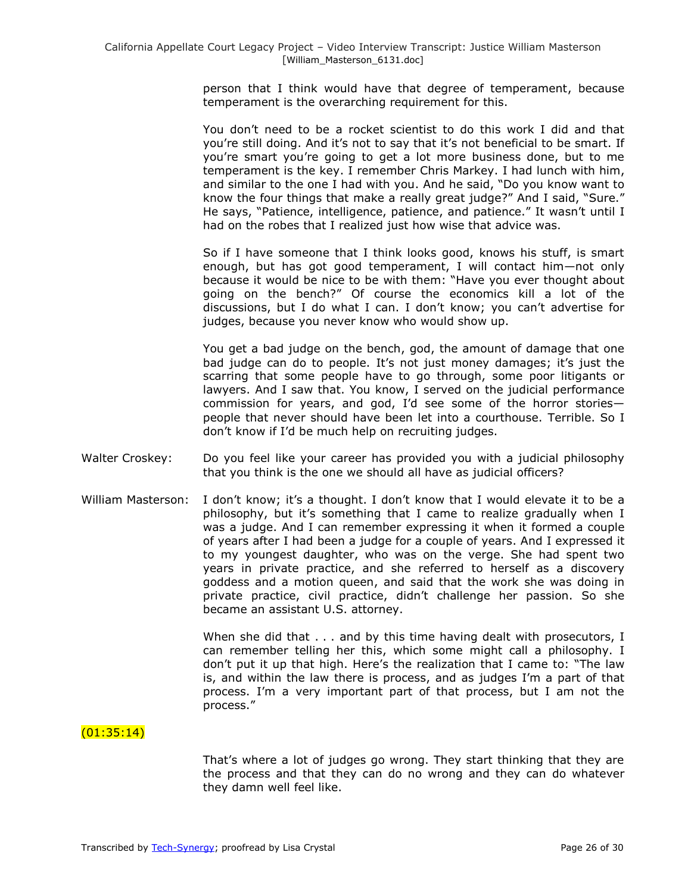person that I think would have that degree of temperament, because temperament is the overarching requirement for this.

You don't need to be a rocket scientist to do this work I did and that you're still doing. And it's not to say that it's not beneficial to be smart. If you're smart you're going to get a lot more business done, but to me temperament is the key. I remember Chris Markey. I had lunch with him, and similar to the one I had with you. And he said, "Do you know want to know the four things that make a really great judge?" And I said, "Sure." He says, "Patience, intelligence, patience, and patience." It wasn't until I had on the robes that I realized just how wise that advice was.

So if I have someone that I think looks good, knows his stuff, is smart enough, but has got good temperament, I will contact him—not only because it would be nice to be with them: "Have you ever thought about going on the bench?" Of course the economics kill a lot of the discussions, but I do what I can. I don't know; you can't advertise for judges, because you never know who would show up.

You get a bad judge on the bench, god, the amount of damage that one bad judge can do to people. It's not just money damages; it's just the scarring that some people have to go through, some poor litigants or lawyers. And I saw that. You know, I served on the judicial performance commission for years, and god, I'd see some of the horror stories—people that never should have been let into a courthouse. Terrible. So I don't know if I'd be much help on recruiting judges.

Walter Croskey: Do you feel like your career has provided you with a judicial philosophy that you think is the one we should all have as judicial officers?

William Masterson: I don't know; it's a thought. I don't know that I would elevate it to be a philosophy, but it's something that I came to realize gradually when I was a judge. And I can remember expressing it when it formed a couple of years after I had been a judge for a couple of years. And I expressed it to my youngest daughter, who was on the verge. She had spent two years in private practice, and she referred to herself as a discovery goddess and a motion queen, and said that the work she was doing in private practice, civil practice, didn't challenge her passion. So she became an assistant U.S. attorney.

When she did that . . . and by this time having dealt with prosecutors, I can remember telling her this, which some might call a philosophy. I don't put it up that high. Here's the realization that I came to: "The law is, and within the law there is process, and as judges I'm a part of that process. I'm a very important part of that process, but I am not the process."

(01:35:14)

That's where a lot of judges go wrong. They start thinking that they are the process and that they can do no wrong and they can do whatever they damn well feel like.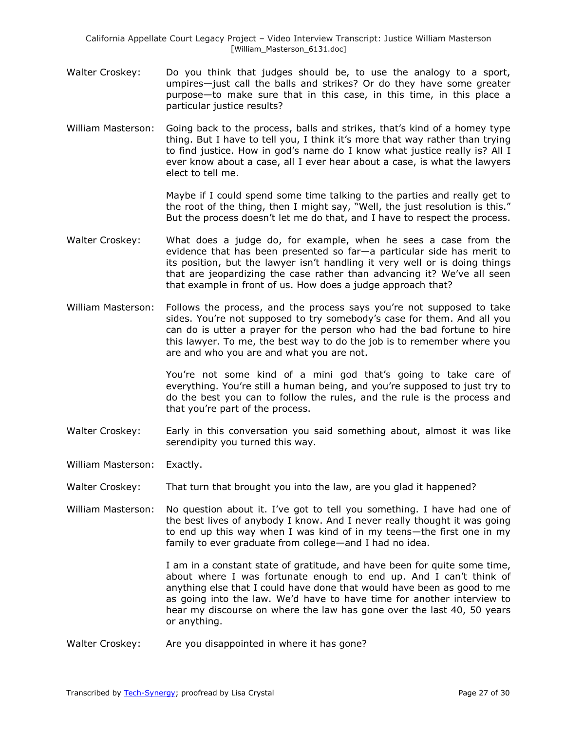Walter Croskey: Do you think that judges should be, to use the analogy to a sport, umpires—just call the balls and strikes? Or do they have some greater purpose—to make sure that in this case, in this time, in this place a particular justice results?

William Masterson: Going back to the process, balls and strikes, that's kind of a homey type thing. But I have to tell you, I think it's more that way rather than trying to find justice. How in god's name do I know what justice really is? All I ever know about a case, all I ever hear about a case, is what the lawyers elect to tell me.

Maybe if I could spend some time talking to the parties and really get to the root of the thing, then I might say, "Well, the just resolution is this." But the process doesn't let me do that, and I have to respect the process.

Walter Croskey: What does a judge do, for example, when he sees a case from the evidence that has been presented so far—a particular side has merit to its position, but the lawyer isn't handling it very well or is doing things that are jeopardizing the case rather than advancing it? We've all seen that example in front of us. How does a judge approach that?

William Masterson: Follows the process, and the process says you're not supposed to take sides. You're not supposed to try somebody's case for them. And all you can do is utter a prayer for the person who had the bad fortune to hire this lawyer. To me, the best way to do the job is to remember where you are and who you are and what you are not.

You're not some kind of a mini god that's going to take care of everything. You're still a human being, and you're supposed to just try to do the best you can to follow the rules, and the rule is the process and that you're part of the process.

Walter Croskey: Early in this conversation you said something about, almost it was like serendipity you turned this way.

William Masterson: Exactly.

Walter Croskey: That turn that brought you into the law, are you glad it happened?

William Masterson: No question about it. I've got to tell you something. I have had one of the best lives of anybody I know. And I never really thought it was going to end up this way when I was kind of in my teens—the first one in my family to ever graduate from college—and I had no idea.

I am in a constant state of gratitude, and have been for quite some time, about where I was fortunate enough to end up. And I can't think of anything else that I could have done that would have been as good to me as going into the law. We'd have to have time for another interview to hear my discourse on where the law has gone over the last 40, 50 years or anything.

Walter Croskey: Are you disappointed in where it has gone?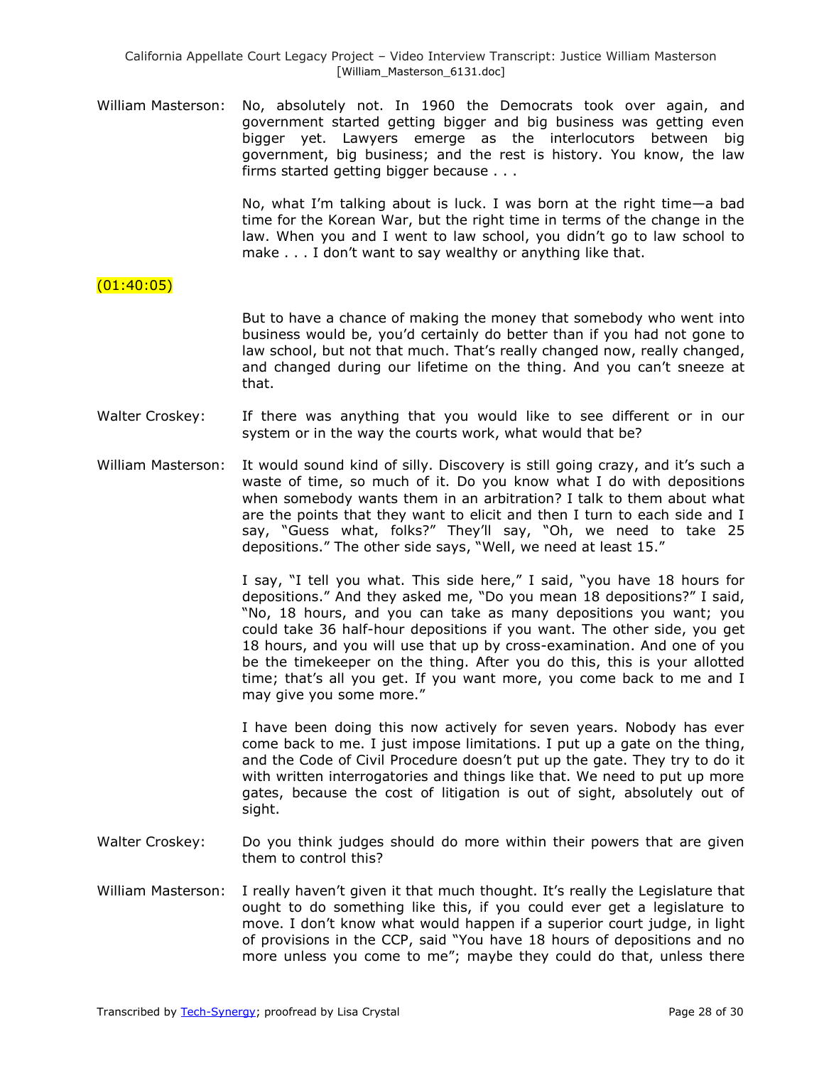William Masterson: No, absolutely not. In 1960 the Democrats took over again, and government started getting bigger and big business was getting even bigger yet. Lawyers emerge as the interlocutors between big government, big business; and the rest is history. You know, the law firms started getting bigger because . . .

No, what I'm talking about is luck. I was born at the right time—a bad time for the Korean War, but the right time in terms of the change in the law. When you and I went to law school, you didn't go to law school to make . . . I don't want to say wealthy or anything like that.

(01:40:05)

But to have a chance of making the money that somebody who went into business would be, you'd certainly do better than if you had not gone to law school, but not that much. That's really changed now, really changed, and changed during our lifetime on the thing. And you can't sneeze at that.

Walter Croskey: If there was anything that you would like to see different or in our system or in the way the courts work, what would that be?

William Masterson: It would sound kind of silly. Discovery is still going crazy, and it's such a waste of time, so much of it. Do you know what I do with depositions when somebody wants them in an arbitration? I talk to them about what are the points that they want to elicit and then I turn to each side and I say, "Guess what, folks?" They'll say, "Oh, we need to take 25 depositions." The other side says, "Well, we need at least 15."

I say, "I tell you what. This side here," I said, "you have 18 hours for depositions." And they asked me, "Do you mean 18 depositions?" I said, "No, 18 hours, and you can take as many depositions you want; you could take 36 half-hour depositions if you want. The other side, you get 18 hours, and you will use that up by cross-examination. And one of you be the timekeeper on the thing. After you do this, this is your allotted time; that's all you get. If you want more, you come back to me and I may give you some more."

I have been doing this now actively for seven years. Nobody has ever come back to me. I just impose limitations. I put up a gate on the thing, and the Code of Civil Procedure doesn't put up the gate. They try to do it with written interrogatories and things like that. We need to put up more gates, because the cost of litigation is out of sight, absolutely out of sight.

Walter Croskey: Do you think judges should do more within their powers that are given them to control this?

William Masterson: I really haven't given it that much thought. It's really the Legislature that ought to do something like this, if you could ever get a legislature to move. I don't know what would happen if a superior court judge, in light of provisions in the CCP, said "You have 18 hours of depositions and no more unless you come to me"; maybe they could do that, unless there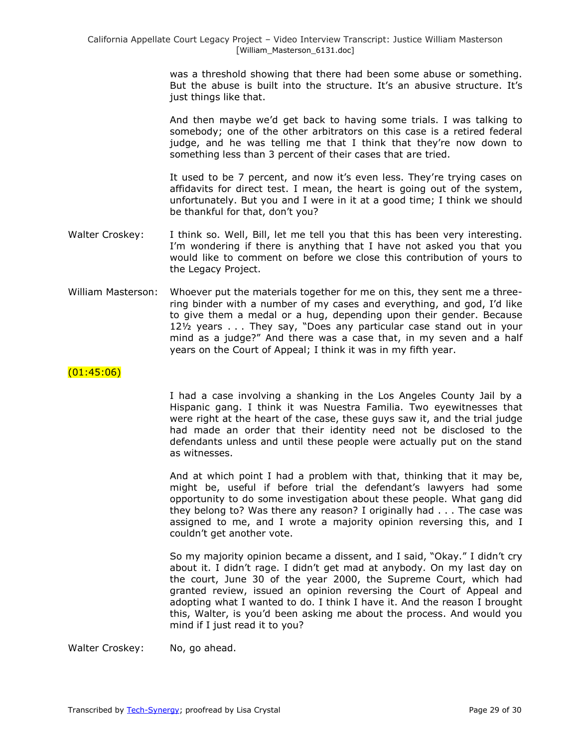was a threshold showing that there had been some abuse or something. But the abuse is built into the structure. It's an abusive structure. It's just things like that.

And then maybe we'd get back to having some trials. I was talking to somebody; one of the other arbitrators on this case is a retired federal judge, and he was telling me that I think that they're now down to something less than 3 percent of their cases that are tried.

It used to be 7 percent, and now it's even less. They're trying cases on affidavits for direct test. I mean, the heart is going out of the system, unfortunately. But you and I were in it at a good time; I think we should be thankful for that, don't you?

Walter Croskey: I think so. Well, Bill, let me tell you that this has been very interesting. I'm wondering if there is anything that I have not asked you that you would like to comment on before we close this contribution of yours to the Legacy Project.

William Masterson: Whoever put the materials together for me on this, they sent me a three-ring binder with a number of my cases and everything, and god, I'd like to give them a medal or a hug, depending upon their gender. Because 12½ years . . . They say, "Does any particular case stand out in your mind as a judge?" And there was a case that, in my seven and a half years on the Court of Appeal; I think it was in my fifth year.

(01:45:06)

I had a case involving a shanking in the Los Angeles County Jail by a Hispanic gang. I think it was Nuestra Familia. Two eyewitnesses that were right at the heart of the case, these guys saw it, and the trial judge had made an order that their identity need not be disclosed to the defendants unless and until these people were actually put on the stand as witnesses.

And at which point I had a problem with that, thinking that it may be, might be, useful if before trial the defendant's lawyers had some opportunity to do some investigation about these people. What gang did they belong to? Was there any reason? I originally had . . . The case was assigned to me, and I wrote a majority opinion reversing this, and I couldn't get another vote.

So my majority opinion became a dissent, and I said, "Okay." I didn't cry about it. I didn't rage. I didn't get mad at anybody. On my last day on the court, June 30 of the year 2000, the Supreme Court, which had granted review, issued an opinion reversing the Court of Appeal and adopting what I wanted to do. I think I have it. And the reason I brought this, Walter, is you'd been asking me about the process. And would you mind if I just read it to you?

Walter Croskey: No, go ahead.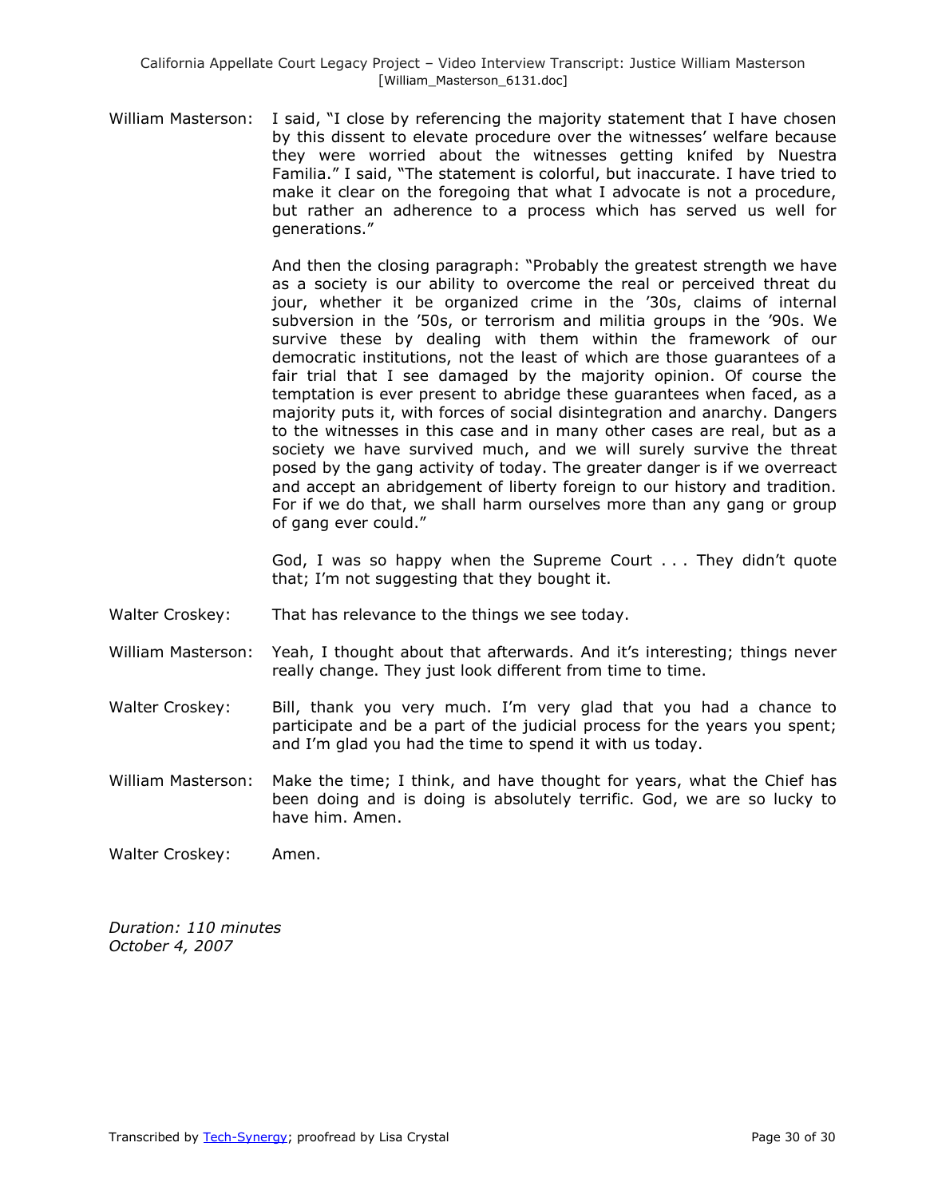William Masterson: I said, "I close by referencing the majority statement that I have chosen by this dissent to elevate procedure over the witnesses' welfare because they were worried about the witnesses getting knifed by Nuestra Familia." I said, "The statement is colorful, but inaccurate. I have tried to make it clear on the foregoing that what I advocate is not a procedure, but rather an adherence to a process which has served us well for generations."

And then the closing paragraph: "Probably the greatest strength we have as a society is our ability to overcome the real or perceived threat du jour, whether it be organized crime in the '30s, claims of internal subversion in the '50s, or terrorism and militia groups in the '90s. We survive these by dealing with them within the framework of our democratic institutions, not the least of which are those guarantees of a fair trial that I see damaged by the majority opinion. Of course the temptation is ever present to abridge these guarantees when faced, as a majority puts it, with forces of social disintegration and anarchy. Dangers to the witnesses in this case and in many other cases are real, but as a society we have survived much, and we will surely survive the threat posed by the gang activity of today. The greater danger is if we overreact and accept an abridgement of liberty foreign to our history and tradition. For if we do that, we shall harm ourselves more than any gang or group of gang ever could."

God, I was so happy when the Supreme Court . . . They didn't quote that; I'm not suggesting that they bought it.

Walter Croskey: That has relevance to the things we see today.

William Masterson: Yeah, I thought about that afterwards. And it's interesting; things never really change. They just look different from time to time.

Walter Croskey: Bill, thank you very much. I'm very glad that you had a chance to participate and be a part of the judicial process for the years you spent; and I'm glad you had the time to spend it with us today.

William Masterson: Make the time; I think, and have thought for years, what the Chief has been doing and is doing is absolutely terrific. God, we are so lucky to have him. Amen.

Walter Croskey: Amen.

*Duration: 110 minutes*
*October 4, 2007*

Transcribed by Tech-Synergy; proofread by Lisa Crystal